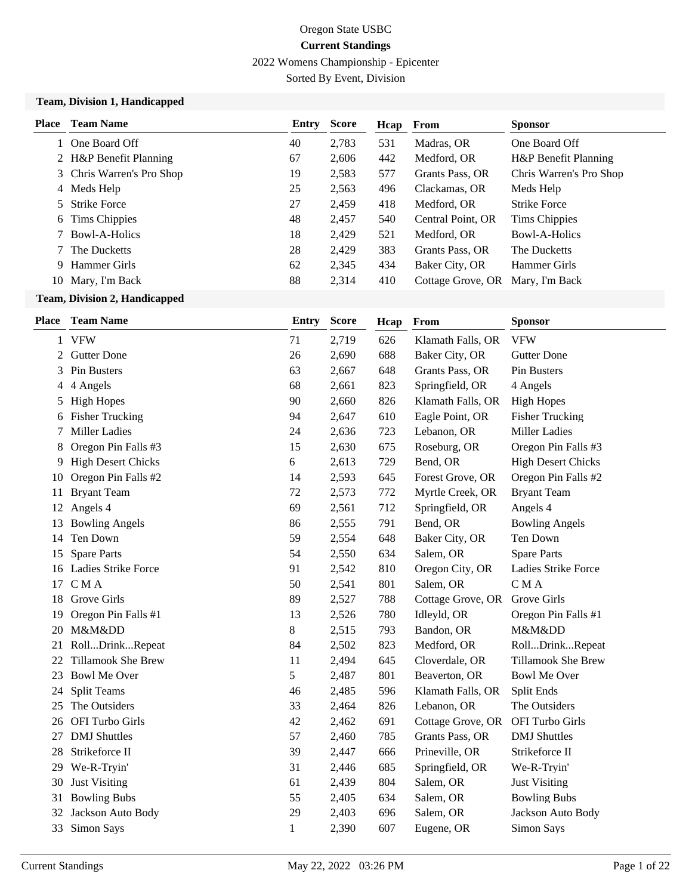# Oregon State USBC

## Current Standings

2022 Womens Championship - Epicenter

Sorted By Event, Division

### Team, Division 1, Handicapped

| Place | Team Name | Entry | Score | Hcap | From | Sponsor |
|---|---|---|---|---|---|---|
| 1 | One Board Off | 40 | 2,783 | 531 | Madras, OR | One Board Off |
| 2 | H&P Benefit Planning | 67 | 2,606 | 442 | Medford, OR | H&P Benefit Planning |
| 3 | Chris Warren's Pro Shop | 19 | 2,583 | 577 | Grants Pass, OR | Chris Warren's Pro Shop |
| 4 | Meds Help | 25 | 2,563 | 496 | Clackamas, OR | Meds Help |
| 5 | Strike Force | 27 | 2,459 | 418 | Medford, OR | Strike Force |
| 6 | Tims Chippies | 48 | 2,457 | 540 | Central Point, OR | Tims Chippies |
| 7 | Bowl-A-Holics | 18 | 2,429 | 521 | Medford, OR | Bowl-A-Holics |
| 7 | The Ducketts | 28 | 2,429 | 383 | Grants Pass, OR | The Ducketts |
| 9 | Hammer Girls | 62 | 2,345 | 434 | Baker City, OR | Hammer Girls |
| 10 | Mary, I'm Back | 88 | 2,314 | 410 | Cottage Grove, OR | Mary, I'm Back |

### Team, Division 2, Handicapped

| Place | Team Name | Entry | Score | Hcap | From | Sponsor |
|---|---|---|---|---|---|---|
| 1 | VFW | 71 | 2,719 | 626 | Klamath Falls, OR | VFW |
| 2 | Gutter Done | 26 | 2,690 | 688 | Baker City, OR | Gutter Done |
| 3 | Pin Busters | 63 | 2,667 | 648 | Grants Pass, OR | Pin Busters |
| 4 | 4 Angels | 68 | 2,661 | 823 | Springfield, OR | 4 Angels |
| 5 | High Hopes | 90 | 2,660 | 826 | Klamath Falls, OR | High Hopes |
| 6 | Fisher Trucking | 94 | 2,647 | 610 | Eagle Point, OR | Fisher Trucking |
| 7 | Miller Ladies | 24 | 2,636 | 723 | Lebanon, OR | Miller Ladies |
| 8 | Oregon Pin Falls #3 | 15 | 2,630 | 675 | Roseburg, OR | Oregon Pin Falls #3 |
| 9 | High Desert Chicks | 6 | 2,613 | 729 | Bend, OR | High Desert Chicks |
| 10 | Oregon Pin Falls #2 | 14 | 2,593 | 645 | Forest Grove, OR | Oregon Pin Falls #2 |
| 11 | Bryant Team | 72 | 2,573 | 772 | Myrtle Creek, OR | Bryant Team |
| 12 | Angels 4 | 69 | 2,561 | 712 | Springfield, OR | Angels 4 |
| 13 | Bowling Angels | 86 | 2,555 | 791 | Bend, OR | Bowling Angels |
| 14 | Ten Down | 59 | 2,554 | 648 | Baker City, OR | Ten Down |
| 15 | Spare Parts | 54 | 2,550 | 634 | Salem, OR | Spare Parts |
| 16 | Ladies Strike Force | 91 | 2,542 | 810 | Oregon City, OR | Ladies Strike Force |
| 17 | C M A | 50 | 2,541 | 801 | Salem, OR | C M A |
| 18 | Grove Girls | 89 | 2,527 | 788 | Cottage Grove, OR | Grove Girls |
| 19 | Oregon Pin Falls #1 | 13 | 2,526 | 780 | Idleyld, OR | Oregon Pin Falls #1 |
| 20 | M&M&DD | 8 | 2,515 | 793 | Bandon, OR | M&M&DD |
| 21 | Roll...Drink...Repeat | 84 | 2,502 | 823 | Medford, OR | Roll...Drink...Repeat |
| 22 | Tillamook She Brew | 11 | 2,494 | 645 | Cloverdale, OR | Tillamook She Brew |
| 23 | Bowl Me Over | 5 | 2,487 | 801 | Beaverton, OR | Bowl Me Over |
| 24 | Split Teams | 46 | 2,485 | 596 | Klamath Falls, OR | Split Ends |
| 25 | The Outsiders | 33 | 2,464 | 826 | Lebanon, OR | The Outsiders |
| 26 | OFI Turbo Girls | 42 | 2,462 | 691 | Cottage Grove, OR | OFI Turbo Girls |
| 27 | DMJ Shuttles | 57 | 2,460 | 785 | Grants Pass, OR | DMJ Shuttles |
| 28 | Strikeforce II | 39 | 2,447 | 666 | Prineville, OR | Strikeforce II |
| 29 | We-R-Tryin' | 31 | 2,446 | 685 | Springfield, OR | We-R-Tryin' |
| 30 | Just Visiting | 61 | 2,439 | 804 | Salem, OR | Just Visiting |
| 31 | Bowling Bubs | 55 | 2,405 | 634 | Salem, OR | Bowling Bubs |
| 32 | Jackson Auto Body | 29 | 2,403 | 696 | Salem, OR | Jackson Auto Body |
| 33 | Simon Says | 1 | 2,390 | 607 | Eugene, OR | Simon Says |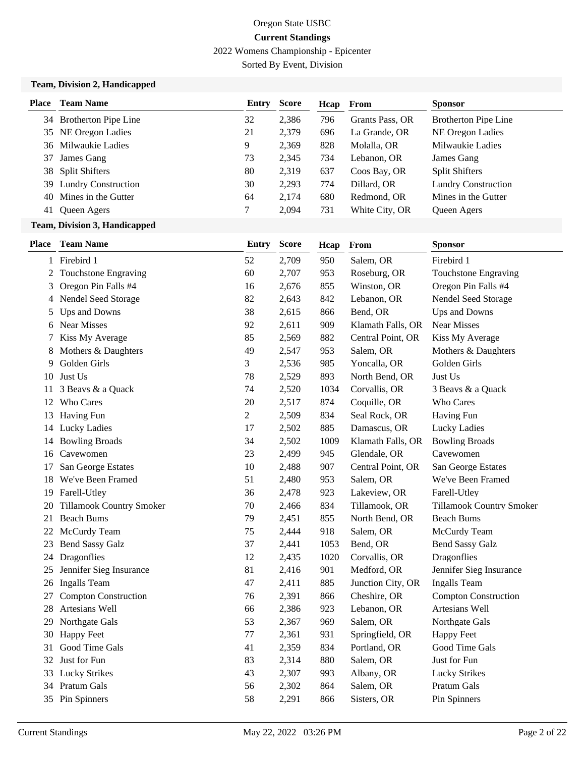Oregon State USBC

**Current Standings**

2022 Womens Championship - Epicenter

Sorted By Event, Division

### Team, Division 2, Handicapped

| Place | Team Name | Entry | Score | Hcap | From | Sponsor |
|---|---|---|---|---|---|---|
| 34 | Brotherton Pipe Line | 32 | 2,386 | 796 | Grants Pass, OR | Brotherton Pipe Line |
| 35 | NE Oregon Ladies | 21 | 2,379 | 696 | La Grande, OR | NE Oregon Ladies |
| 36 | Milwaukie Ladies | 9 | 2,369 | 828 | Molalla, OR | Milwaukie Ladies |
| 37 | James Gang | 73 | 2,345 | 734 | Lebanon, OR | James Gang |
| 38 | Split Shifters | 80 | 2,319 | 637 | Coos Bay, OR | Split Shifters |
| 39 | Lundry Construction | 30 | 2,293 | 774 | Dillard, OR | Lundry Construction |
| 40 | Mines in the Gutter | 64 | 2,174 | 680 | Redmond, OR | Mines in the Gutter |
| 41 | Queen Agers | 7 | 2,094 | 731 | White City, OR | Queen Agers |

### Team, Division 3, Handicapped

| Place | Team Name | Entry | Score | Hcap | From | Sponsor |
|---|---|---|---|---|---|---|
| 1 | Firebird 1 | 52 | 2,709 | 950 | Salem, OR | Firebird 1 |
| 2 | Touchstone Engraving | 60 | 2,707 | 953 | Roseburg, OR | Touchstone Engraving |
| 3 | Oregon Pin Falls #4 | 16 | 2,676 | 855 | Winston, OR | Oregon Pin Falls #4 |
| 4 | Nendel Seed Storage | 82 | 2,643 | 842 | Lebanon, OR | Nendel Seed Storage |
| 5 | Ups and Downs | 38 | 2,615 | 866 | Bend, OR | Ups and Downs |
| 6 | Near Misses | 92 | 2,611 | 909 | Klamath Falls, OR | Near Misses |
| 7 | Kiss My Average | 85 | 2,569 | 882 | Central Point, OR | Kiss My Average |
| 8 | Mothers & Daughters | 49 | 2,547 | 953 | Salem, OR | Mothers & Daughters |
| 9 | Golden Girls | 3 | 2,536 | 985 | Yoncalla, OR | Golden Girls |
| 10 | Just Us | 78 | 2,529 | 893 | North Bend, OR | Just Us |
| 11 | 3 Beavs & a Quack | 74 | 2,520 | 1034 | Corvallis, OR | 3 Beavs & a Quack |
| 12 | Who Cares | 20 | 2,517 | 874 | Coquille, OR | Who Cares |
| 13 | Having Fun | 2 | 2,509 | 834 | Seal Rock, OR | Having Fun |
| 14 | Lucky Ladies | 17 | 2,502 | 885 | Damascus, OR | Lucky Ladies |
| 14 | Bowling Broads | 34 | 2,502 | 1009 | Klamath Falls, OR | Bowling Broads |
| 16 | Cavewomen | 23 | 2,499 | 945 | Glendale, OR | Cavewomen |
| 17 | San George Estates | 10 | 2,488 | 907 | Central Point, OR | San George Estates |
| 18 | We've Been Framed | 51 | 2,480 | 953 | Salem, OR | We've Been Framed |
| 19 | Farell-Utley | 36 | 2,478 | 923 | Lakeview, OR | Farell-Utley |
| 20 | Tillamook Country Smoker | 70 | 2,466 | 834 | Tillamook, OR | Tillamook Country Smoker |
| 21 | Beach Bums | 79 | 2,451 | 855 | North Bend, OR | Beach Bums |
| 22 | McCurdy Team | 75 | 2,444 | 918 | Salem, OR | McCurdy Team |
| 23 | Bend Sassy Galz | 37 | 2,441 | 1053 | Bend, OR | Bend Sassy Galz |
| 24 | Dragonflies | 12 | 2,435 | 1020 | Corvallis, OR | Dragonflies |
| 25 | Jennifer Sieg Insurance | 81 | 2,416 | 901 | Medford, OR | Jennifer Sieg Insurance |
| 26 | Ingalls Team | 47 | 2,411 | 885 | Junction City, OR | Ingalls Team |
| 27 | Compton Construction | 76 | 2,391 | 866 | Cheshire, OR | Compton Construction |
| 28 | Artesians Well | 66 | 2,386 | 923 | Lebanon, OR | Artesians Well |
| 29 | Northgate Gals | 53 | 2,367 | 969 | Salem, OR | Northgate Gals |
| 30 | Happy Feet | 77 | 2,361 | 931 | Springfield, OR | Happy Feet |
| 31 | Good Time Gals | 41 | 2,359 | 834 | Portland, OR | Good Time Gals |
| 32 | Just for Fun | 83 | 2,314 | 880 | Salem, OR | Just for Fun |
| 33 | Lucky Strikes | 43 | 2,307 | 993 | Albany, OR | Lucky Strikes |
| 34 | Pratum Gals | 56 | 2,302 | 864 | Salem, OR | Pratum Gals |
| 35 | Pin Spinners | 58 | 2,291 | 866 | Sisters, OR | Pin Spinners |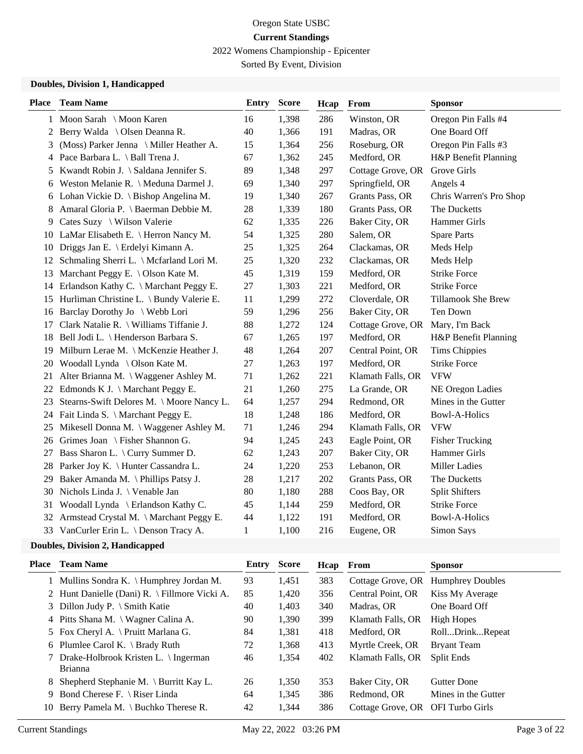Oregon State USBC

**Current Standings**

2022 Womens Championship - Epicenter

Sorted By Event, Division

### Doubles, Division 1, Handicapped

| Place | Team Name | Entry | Score | Hcap | From | Sponsor |
|---|---|---|---|---|---|---|
| 1 | Moon Sarah \ Moon Karen | 16 | 1,398 | 286 | Winston, OR | Oregon Pin Falls #4 |
| 2 | Berry Walda \ Olsen Deanna R. | 40 | 1,366 | 191 | Madras, OR | One Board Off |
| 3 | (Moss) Parker Jenna \ Miller Heather A. | 15 | 1,364 | 256 | Roseburg, OR | Oregon Pin Falls #3 |
| 4 | Pace Barbara L. \ Ball Trena J. | 67 | 1,362 | 245 | Medford, OR | H&P Benefit Planning |
| 5 | Kwandt Robin J. \ Saldana Jennifer S. | 89 | 1,348 | 297 | Cottage Grove, OR | Grove Girls |
| 6 | Weston Melanie R. \ Meduna Darmel J. | 69 | 1,340 | 297 | Springfield, OR | Angels 4 |
| 6 | Lohan Vickie D. \ Bishop Angelina M. | 19 | 1,340 | 267 | Grants Pass, OR | Chris Warren's Pro Shop |
| 8 | Amaral Gloria P. \ Baerman Debbie M. | 28 | 1,339 | 180 | Grants Pass, OR | The Ducketts |
| 9 | Cates Suzy \ Wilson Valerie | 62 | 1,335 | 226 | Baker City, OR | Hammer Girls |
| 10 | LaMar Elisabeth E. \ Herron Nancy M. | 54 | 1,325 | 280 | Salem, OR | Spare Parts |
| 10 | Driggs Jan E. \ Erdelyi Kimann A. | 25 | 1,325 | 264 | Clackamas, OR | Meds Help |
| 12 | Schmaling Sherri L. \ Mcfarland Lori M. | 25 | 1,320 | 232 | Clackamas, OR | Meds Help |
| 13 | Marchant Peggy E. \ Olson Kate M. | 45 | 1,319 | 159 | Medford, OR | Strike Force |
| 14 | Erlandson Kathy C. \ Marchant Peggy E. | 27 | 1,303 | 221 | Medford, OR | Strike Force |
| 15 | Hurliman Christine L. \ Bundy Valerie E. | 11 | 1,299 | 272 | Cloverdale, OR | Tillamook She Brew |
| 16 | Barclay Dorothy Jo \ Webb Lori | 59 | 1,296 | 256 | Baker City, OR | Ten Down |
| 17 | Clark Natalie R. \ Williams Tiffanie J. | 88 | 1,272 | 124 | Cottage Grove, OR | Mary, I'm Back |
| 18 | Bell Jodi L. \ Henderson Barbara S. | 67 | 1,265 | 197 | Medford, OR | H&P Benefit Planning |
| 19 | Milburn Lerae M. \ McKenzie Heather J. | 48 | 1,264 | 207 | Central Point, OR | Tims Chippies |
| 20 | Woodall Lynda \ Olson Kate M. | 27 | 1,263 | 197 | Medford, OR | Strike Force |
| 21 | Alter Brianna M. \ Waggener Ashley M. | 71 | 1,262 | 221 | Klamath Falls, OR | VFW |
| 22 | Edmonds K J. \ Marchant Peggy E. | 21 | 1,260 | 275 | La Grande, OR | NE Oregon Ladies |
| 23 | Stearns-Swift Delores M. \ Moore Nancy L. | 64 | 1,257 | 294 | Redmond, OR | Mines in the Gutter |
| 24 | Fait Linda S. \ Marchant Peggy E. | 18 | 1,248 | 186 | Medford, OR | Bowl-A-Holics |
| 25 | Mikesell Donna M. \ Waggener Ashley M. | 71 | 1,246 | 294 | Klamath Falls, OR | VFW |
| 26 | Grimes Joan \ Fisher Shannon G. | 94 | 1,245 | 243 | Eagle Point, OR | Fisher Trucking |
| 27 | Bass Sharon L. \ Curry Summer D. | 62 | 1,243 | 207 | Baker City, OR | Hammer Girls |
| 28 | Parker Joy K. \ Hunter Cassandra L. | 24 | 1,220 | 253 | Lebanon, OR | Miller Ladies |
| 29 | Baker Amanda M. \ Phillips Patsy J. | 28 | 1,217 | 202 | Grants Pass, OR | The Ducketts |
| 30 | Nichols Linda J. \ Venable Jan | 80 | 1,180 | 288 | Coos Bay, OR | Split Shifters |
| 31 | Woodall Lynda \ Erlandson Kathy C. | 45 | 1,144 | 259 | Medford, OR | Strike Force |
| 32 | Armstead Crystal M. \ Marchant Peggy E. | 44 | 1,122 | 191 | Medford, OR | Bowl-A-Holics |
| 33 | VanCurler Erin L. \ Denson Tracy A. | 1 | 1,100 | 216 | Eugene, OR | Simon Says |

### Doubles, Division 2, Handicapped

| Place | Team Name | Entry | Score | Hcap | From | Sponsor |
|---|---|---|---|---|---|---|
| 1 | Mullins Sondra K. \ Humphrey Jordan M. | 93 | 1,451 | 383 | Cottage Grove, OR | Humphrey Doubles |
| 2 | Hunt Danielle (Dani) R. \ Fillmore Vicki A. | 85 | 1,420 | 356 | Central Point, OR | Kiss My Average |
| 3 | Dillon Judy P. \ Smith Katie | 40 | 1,403 | 340 | Madras, OR | One Board Off |
| 4 | Pitts Shana M. \ Wagner Calina A. | 90 | 1,390 | 399 | Klamath Falls, OR | High Hopes |
| 5 | Fox Cheryl A. \ Pruitt Marlana G. | 84 | 1,381 | 418 | Medford, OR | RollDrinkRepeat |
| 6 | Plumlee Carol K. \ Brady Ruth | 72 | 1,368 | 413 | Myrtle Creek, OR | Bryant Team |
| 7 | Drake-Holbrook Kristen L. \ Ingerman Brianna | 46 | 1,354 | 402 | Klamath Falls, OR | Split Ends |
| 8 | Shepherd Stephanie M. \ Burritt Kay L. | 26 | 1,350 | 353 | Baker City, OR | Gutter Done |
| 9 | Bond Cherese F. \ Riser Linda | 64 | 1,345 | 386 | Redmond, OR | Mines in the Gutter |
| 10 | Berry Pamela M. \ Buchko Therese R. | 42 | 1,344 | 386 | Cottage Grove, OR | OFI Turbo Girls |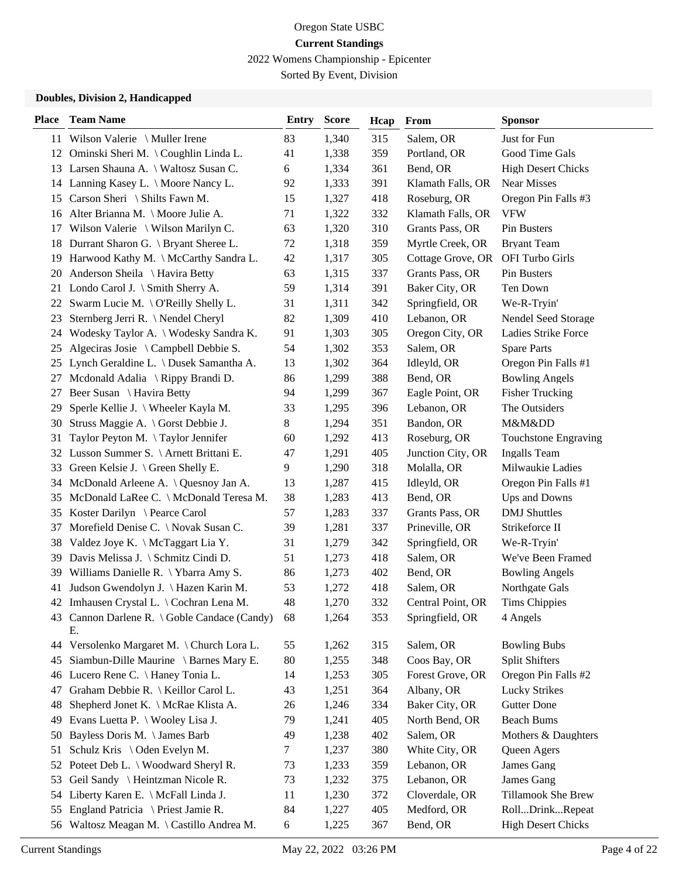Oregon State USBC

**Current Standings**

2022 Womens Championship - Epicenter

Sorted By Event, Division

### Doubles, Division 2, Handicapped

| Place | Team Name | Entry | Score | Hcap | From | Sponsor |
|---|---|---|---|---|---|---|
| 11 | Wilson Valerie \ Muller Irene | 83 | 1,340 | 315 | Salem, OR | Just for Fun |
| 12 | Ominski Sheri M. \ Coughlin Linda L. | 41 | 1,338 | 359 | Portland, OR | Good Time Gals |
| 13 | Larsen Shauna A. \ Waltosz Susan C. | 6 | 1,334 | 361 | Bend, OR | High Desert Chicks |
| 14 | Lanning Kasey L. \ Moore Nancy L. | 92 | 1,333 | 391 | Klamath Falls, OR | Near Misses |
| 15 | Carson Sheri \ Shilts Fawn M. | 15 | 1,327 | 418 | Roseburg, OR | Oregon Pin Falls #3 |
| 16 | Alter Brianna M. \ Moore Julie A. | 71 | 1,322 | 332 | Klamath Falls, OR | VFW |
| 17 | Wilson Valerie \ Wilson Marilyn C. | 63 | 1,320 | 310 | Grants Pass, OR | Pin Busters |
| 18 | Durrant Sharon G. \ Bryant Sheree L. | 72 | 1,318 | 359 | Myrtle Creek, OR | Bryant Team |
| 19 | Harwood Kathy M. \ McCarthy Sandra L. | 42 | 1,317 | 305 | Cottage Grove, OR | OFI Turbo Girls |
| 20 | Anderson Sheila \ Havira Betty | 63 | 1,315 | 337 | Grants Pass, OR | Pin Busters |
| 21 | Londo Carol J. \ Smith Sherry A. | 59 | 1,314 | 391 | Baker City, OR | Ten Down |
| 22 | Swarm Lucie M. \ O'Reilly Shelly L. | 31 | 1,311 | 342 | Springfield, OR | We-R-Tryin' |
| 23 | Sternberg Jerri R. \ Nendel Cheryl | 82 | 1,309 | 410 | Lebanon, OR | Nendel Seed Storage |
| 24 | Wodesky Taylor A. \ Wodesky Sandra K. | 91 | 1,303 | 305 | Oregon City, OR | Ladies Strike Force |
| 25 | Algeciras Josie \ Campbell Debbie S. | 54 | 1,302 | 353 | Salem, OR | Spare Parts |
| 25 | Lynch Geraldine L. \ Dusek Samantha A. | 13 | 1,302 | 364 | Idleyld, OR | Oregon Pin Falls #1 |
| 27 | Mcdonald Adalia \ Rippy Brandi D. | 86 | 1,299 | 388 | Bend, OR | Bowling Angels |
| 27 | Beer Susan \ Havira Betty | 94 | 1,299 | 367 | Eagle Point, OR | Fisher Trucking |
| 29 | Sperle Kellie J. \ Wheeler Kayla M. | 33 | 1,295 | 396 | Lebanon, OR | The Outsiders |
| 30 | Struss Maggie A. \ Gorst Debbie J. | 8 | 1,294 | 351 | Bandon, OR | M&M&DD |
| 31 | Taylor Peyton M. \ Taylor Jennifer | 60 | 1,292 | 413 | Roseburg, OR | Touchstone Engraving |
| 32 | Lusson Summer S. \ Arnett Brittani E. | 47 | 1,291 | 405 | Junction City, OR | Ingalls Team |
| 33 | Green Kelsie J. \ Green Shelly E. | 9 | 1,290 | 318 | Molalla, OR | Milwaukie Ladies |
| 34 | McDonald Arleene A. \ Quesnoy Jan A. | 13 | 1,287 | 415 | Idleyld, OR | Oregon Pin Falls #1 |
| 35 | McDonald LaRee C. \ McDonald Teresa M. | 38 | 1,283 | 413 | Bend, OR | Ups and Downs |
| 35 | Koster Darilyn \ Pearce Carol | 57 | 1,283 | 337 | Grants Pass, OR | DMJ Shuttles |
| 37 | Morefield Denise C. \ Novak Susan C. | 39 | 1,281 | 337 | Prineville, OR | Strikeforce II |
| 38 | Valdez Joye K. \ McTaggart Lia Y. | 31 | 1,279 | 342 | Springfield, OR | We-R-Tryin' |
| 39 | Davis Melissa J. \ Schmitz Cindi D. | 51 | 1,273 | 418 | Salem, OR | We've Been Framed |
| 39 | Williams Danielle R. \ Ybarra Amy S. | 86 | 1,273 | 402 | Bend, OR | Bowling Angels |
| 41 | Judson Gwendolyn J. \ Hazen Karin M. | 53 | 1,272 | 418 | Salem, OR | Northgate Gals |
| 42 | Imhausen Crystal L. \ Cochran Lena M. | 48 | 1,270 | 332 | Central Point, OR | Tims Chippies |
| 43 | Cannon Darlene R. \ Goble Candace (Candy) E. | 68 | 1,264 | 353 | Springfield, OR | 4 Angels |
| 44 | Versolenko Margaret M. \ Church Lora L. | 55 | 1,262 | 315 | Salem, OR | Bowling Bubs |
| 45 | Siambun-Dille Maurine \ Barnes Mary E. | 80 | 1,255 | 348 | Coos Bay, OR | Split Shifters |
| 46 | Lucero Rene C. \ Haney Tonia L. | 14 | 1,253 | 305 | Forest Grove, OR | Oregon Pin Falls #2 |
| 47 | Graham Debbie R. \ Keillor Carol L. | 43 | 1,251 | 364 | Albany, OR | Lucky Strikes |
| 48 | Shepherd Jonet K. \ McRae Klista A. | 26 | 1,246 | 334 | Baker City, OR | Gutter Done |
| 49 | Evans Luetta P. \ Wooley Lisa J. | 79 | 1,241 | 405 | North Bend, OR | Beach Bums |
| 50 | Bayless Doris M. \ James Barb | 49 | 1,238 | 402 | Salem, OR | Mothers & Daughters |
| 51 | Schulz Kris \ Oden Evelyn M. | 7 | 1,237 | 380 | White City, OR | Queen Agers |
| 52 | Poteet Deb L. \ Woodward Sheryl R. | 73 | 1,233 | 359 | Lebanon, OR | James Gang |
| 53 | Geil Sandy \ Heintzman Nicole R. | 73 | 1,232 | 375 | Lebanon, OR | James Gang |
| 54 | Liberty Karen E. \ McFall Linda J. | 11 | 1,230 | 372 | Cloverdale, OR | Tillamook She Brew |
| 55 | England Patricia \ Priest Jamie R. | 84 | 1,227 | 405 | Medford, OR | Roll...Drink...Repeat |
| 56 | Waltosz Meagan M. \ Castillo Andrea M. | 6 | 1,225 | 367 | Bend, OR | High Desert Chicks |

Current Standings May 22, 2022 03:26 PM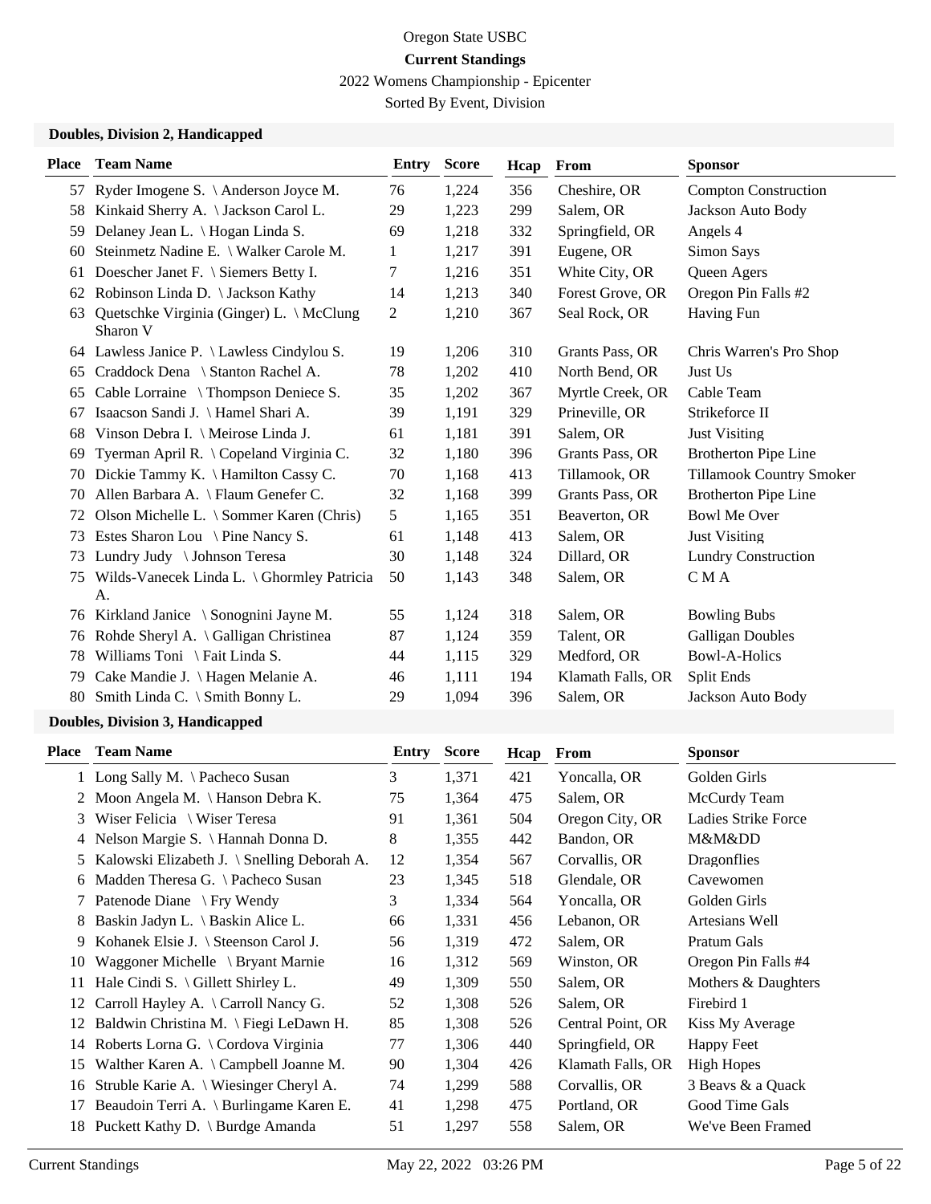Oregon State USBC

**Current Standings**

2022 Womens Championship - Epicenter

Sorted By Event, Division

### Doubles, Division 2, Handicapped

| Place | Team Name | Entry | Score | Hcap | From | Sponsor |
|---|---|---|---|---|---|---|
| 57 | Ryder Imogene S. \ Anderson Joyce M. | 76 | 1,224 | 356 | Cheshire, OR | Compton Construction |
| 58 | Kinkaid Sherry A. \ Jackson Carol L. | 29 | 1,223 | 299 | Salem, OR | Jackson Auto Body |
| 59 | Delaney Jean L. \ Hogan Linda S. | 69 | 1,218 | 332 | Springfield, OR | Angels 4 |
| 60 | Steinmetz Nadine E. \ Walker Carole M. | 1 | 1,217 | 391 | Eugene, OR | Simon Says |
| 61 | Doescher Janet F. \ Siemers Betty I. | 7 | 1,216 | 351 | White City, OR | Queen Agers |
| 62 | Robinson Linda D. \ Jackson Kathy | 14 | 1,213 | 340 | Forest Grove, OR | Oregon Pin Falls #2 |
| 63 | Quetschke Virginia (Ginger) L. \ McClung Sharon V | 2 | 1,210 | 367 | Seal Rock, OR | Having Fun |
| 64 | Lawless Janice P. \ Lawless Cindylou S. | 19 | 1,206 | 310 | Grants Pass, OR | Chris Warren's Pro Shop |
| 65 | Craddock Dena \ Stanton Rachel A. | 78 | 1,202 | 410 | North Bend, OR | Just Us |
| 65 | Cable Lorraine \ Thompson Deniece S. | 35 | 1,202 | 367 | Myrtle Creek, OR | Cable Team |
| 67 | Isaacson Sandi J. \ Hamel Shari A. | 39 | 1,191 | 329 | Prineville, OR | Strikeforce II |
| 68 | Vinson Debra I. \ Meirose Linda J. | 61 | 1,181 | 391 | Salem, OR | Just Visiting |
| 69 | Tyerman April R. \ Copeland Virginia C. | 32 | 1,180 | 396 | Grants Pass, OR | Brotherton Pipe Line |
| 70 | Dickie Tammy K. \ Hamilton Cassy C. | 70 | 1,168 | 413 | Tillamook, OR | Tillamook Country Smoker |
| 70 | Allen Barbara A. \ Flaum Genefer C. | 32 | 1,168 | 399 | Grants Pass, OR | Brotherton Pipe Line |
| 72 | Olson Michelle L. \ Sommer Karen (Chris) | 5 | 1,165 | 351 | Beaverton, OR | Bowl Me Over |
| 73 | Estes Sharon Lou \ Pine Nancy S. | 61 | 1,148 | 413 | Salem, OR | Just Visiting |
| 73 | Lundry Judy \ Johnson Teresa | 30 | 1,148 | 324 | Dillard, OR | Lundry Construction |
| 75 | Wilds-Vanecek Linda L. \ Ghormley Patricia A. | 50 | 1,143 | 348 | Salem, OR | C M A |
| 76 | Kirkland Janice \ Sonognini Jayne M. | 55 | 1,124 | 318 | Salem, OR | Bowling Bubs |
| 76 | Rohde Sheryl A. \ Galligan Christinea | 87 | 1,124 | 359 | Talent, OR | Galligan Doubles |
| 78 | Williams Toni \ Fait Linda S. | 44 | 1,115 | 329 | Medford, OR | Bowl-A-Holics |
| 79 | Cake Mandie J. \ Hagen Melanie A. | 46 | 1,111 | 194 | Klamath Falls, OR | Split Ends |
| 80 | Smith Linda C. \ Smith Bonny L. | 29 | 1,094 | 396 | Salem, OR | Jackson Auto Body |

### Doubles, Division 3, Handicapped

| Place | Team Name | Entry | Score | Hcap | From | Sponsor |
|---|---|---|---|---|---|---|
| 1 | Long Sally M. \ Pacheco Susan | 3 | 1,371 | 421 | Yoncalla, OR | Golden Girls |
| 2 | Moon Angela M. \ Hanson Debra K. | 75 | 1,364 | 475 | Salem, OR | McCurdy Team |
| 3 | Wiser Felicia \ Wiser Teresa | 91 | 1,361 | 504 | Oregon City, OR | Ladies Strike Force |
| 4 | Nelson Margie S. \ Hannah Donna D. | 8 | 1,355 | 442 | Bandon, OR | M&M&DD |
| 5 | Kalowski Elizabeth J. \ Snelling Deborah A. | 12 | 1,354 | 567 | Corvallis, OR | Dragonflies |
| 6 | Madden Theresa G. \ Pacheco Susan | 23 | 1,345 | 518 | Glendale, OR | Cavewomen |
| 7 | Patenode Diane \ Fry Wendy | 3 | 1,334 | 564 | Yoncalla, OR | Golden Girls |
| 8 | Baskin Jadyn L. \ Baskin Alice L. | 66 | 1,331 | 456 | Lebanon, OR | Artesians Well |
| 9 | Kohanek Elsie J. \ Steenson Carol J. | 56 | 1,319 | 472 | Salem, OR | Pratum Gals |
| 10 | Waggoner Michelle \ Bryant Marnie | 16 | 1,312 | 569 | Winston, OR | Oregon Pin Falls #4 |
| 11 | Hale Cindi S. \ Gillett Shirley L. | 49 | 1,309 | 550 | Salem, OR | Mothers & Daughters |
| 12 | Carroll Hayley A. \ Carroll Nancy G. | 52 | 1,308 | 526 | Salem, OR | Firebird 1 |
| 12 | Baldwin Christina M. \ Fiegi LeDawn H. | 85 | 1,308 | 526 | Central Point, OR | Kiss My Average |
| 14 | Roberts Lorna G. \ Cordova Virginia | 77 | 1,306 | 440 | Springfield, OR | Happy Feet |
| 15 | Walther Karen A. \ Campbell Joanne M. | 90 | 1,304 | 426 | Klamath Falls, OR | High Hopes |
| 16 | Struble Karie A. \ Wiesinger Cheryl A. | 74 | 1,299 | 588 | Corvallis, OR | 3 Beavs & a Quack |
| 17 | Beaudoin Terri A. \ Burlingame Karen E. | 41 | 1,298 | 475 | Portland, OR | Good Time Gals |
| 18 | Puckett Kathy D. \ Burdge Amanda | 51 | 1,297 | 558 | Salem, OR | We've Been Framed |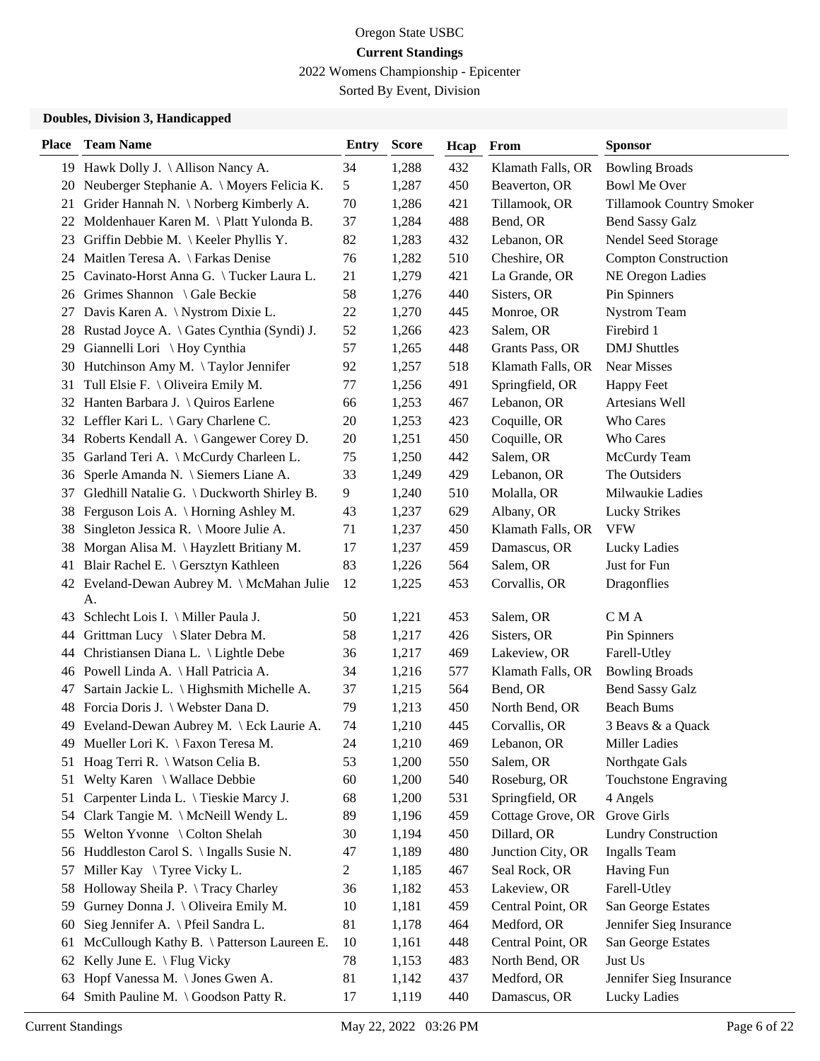Oregon State USBC

**Current Standings**

2022 Womens Championship - Epicenter

Sorted By Event, Division

### Doubles, Division 3, Handicapped

| Place | Team Name | Entry | Score | Hcap | From | Sponsor |
|---|---|---|---|---|---|---|
| 19 | Hawk Dolly J. \ Allison Nancy A. | 34 | 1,288 | 432 | Klamath Falls, OR | Bowling Broads |
| 20 | Neuberger Stephanie A. \ Moyers Felicia K. | 5 | 1,287 | 450 | Beaverton, OR | Bowl Me Over |
| 21 | Grider Hannah N. \ Norberg Kimberly A. | 70 | 1,286 | 421 | Tillamook, OR | Tillamook Country Smoker |
| 22 | Moldenhauer Karen M. \ Platt Yulonda B. | 37 | 1,284 | 488 | Bend, OR | Bend Sassy Galz |
| 23 | Griffin Debbie M. \ Keeler Phyllis Y. | 82 | 1,283 | 432 | Lebanon, OR | Nendel Seed Storage |
| 24 | Maitlen Teresa A. \ Farkas Denise | 76 | 1,282 | 510 | Cheshire, OR | Compton Construction |
| 25 | Cavinato-Horst Anna G. \ Tucker Laura L. | 21 | 1,279 | 421 | La Grande, OR | NE Oregon Ladies |
| 26 | Grimes Shannon \ Gale Beckie | 58 | 1,276 | 440 | Sisters, OR | Pin Spinners |
| 27 | Davis Karen A. \ Nystrom Dixie L. | 22 | 1,270 | 445 | Monroe, OR | Nystrom Team |
| 28 | Rustad Joyce A. \ Gates Cynthia (Syndi) J. | 52 | 1,266 | 423 | Salem, OR | Firebird 1 |
| 29 | Giannelli Lori \ Hoy Cynthia | 57 | 1,265 | 448 | Grants Pass, OR | DMJ Shuttles |
| 30 | Hutchinson Amy M. \ Taylor Jennifer | 92 | 1,257 | 518 | Klamath Falls, OR | Near Misses |
| 31 | Tull Elsie F. \ Oliveira Emily M. | 77 | 1,256 | 491 | Springfield, OR | Happy Feet |
| 32 | Hanten Barbara J. \ Quiros Earlene | 66 | 1,253 | 467 | Lebanon, OR | Artesians Well |
| 32 | Leffler Kari L. \ Gary Charlene C. | 20 | 1,253 | 423 | Coquille, OR | Who Cares |
| 34 | Roberts Kendall A. \ Gangewer Corey D. | 20 | 1,251 | 450 | Coquille, OR | Who Cares |
| 35 | Garland Teri A. \ McCurdy Charleen L. | 75 | 1,250 | 442 | Salem, OR | McCurdy Team |
| 36 | Sperle Amanda N. \ Siemers Liane A. | 33 | 1,249 | 429 | Lebanon, OR | The Outsiders |
| 37 | Gledhill Natalie G. \ Duckworth Shirley B. | 9 | 1,240 | 510 | Molalla, OR | Milwaukie Ladies |
| 38 | Ferguson Lois A. \ Horning Ashley M. | 43 | 1,237 | 629 | Albany, OR | Lucky Strikes |
| 38 | Singleton Jessica R. \ Moore Julie A. | 71 | 1,237 | 450 | Klamath Falls, OR | VFW |
| 38 | Morgan Alisa M. \ Hayzlett Britiany M. | 17 | 1,237 | 459 | Damascus, OR | Lucky Ladies |
| 41 | Blair Rachel E. \ Gersztyn Kathleen | 83 | 1,226 | 564 | Salem, OR | Just for Fun |
| 42 | Eveland-Dewan Aubrey M. \ McMahan Julie A. | 12 | 1,225 | 453 | Corvallis, OR | Dragonflies |
| 43 | Schlecht Lois I. \ Miller Paula J. | 50 | 1,221 | 453 | Salem, OR | C M A |
| 44 | Grittman Lucy \ Slater Debra M. | 58 | 1,217 | 426 | Sisters, OR | Pin Spinners |
| 44 | Christiansen Diana L. \ Lightle Debe | 36 | 1,217 | 469 | Lakeview, OR | Farell-Utley |
| 46 | Powell Linda A. \ Hall Patricia A. | 34 | 1,216 | 577 | Klamath Falls, OR | Bowling Broads |
| 47 | Sartain Jackie L. \ Highsmith Michelle A. | 37 | 1,215 | 564 | Bend, OR | Bend Sassy Galz |
| 48 | Forcia Doris J. \ Webster Dana D. | 79 | 1,213 | 450 | North Bend, OR | Beach Bums |
| 49 | Eveland-Dewan Aubrey M. \ Eck Laurie A. | 74 | 1,210 | 445 | Corvallis, OR | 3 Beavs & a Quack |
| 49 | Mueller Lori K. \ Faxon Teresa M. | 24 | 1,210 | 469 | Lebanon, OR | Miller Ladies |
| 51 | Hoag Terri R. \ Watson Celia B. | 53 | 1,200 | 550 | Salem, OR | Northgate Gals |
| 51 | Welty Karen \ Wallace Debbie | 60 | 1,200 | 540 | Roseburg, OR | Touchstone Engraving |
| 51 | Carpenter Linda L. \ Tieskie Marcy J. | 68 | 1,200 | 531 | Springfield, OR | 4 Angels |
| 54 | Clark Tangie M. \ McNeill Wendy L. | 89 | 1,196 | 459 | Cottage Grove, OR | Grove Girls |
| 55 | Welton Yvonne \ Colton Shelah | 30 | 1,194 | 450 | Dillard, OR | Lundry Construction |
| 56 | Huddleston Carol S. \ Ingalls Susie N. | 47 | 1,189 | 480 | Junction City, OR | Ingalls Team |
| 57 | Miller Kay \ Tyree Vicky L. | 2 | 1,185 | 467 | Seal Rock, OR | Having Fun |
| 58 | Holloway Sheila P. \ Tracy Charley | 36 | 1,182 | 453 | Lakeview, OR | Farell-Utley |
| 59 | Gurney Donna J. \ Oliveira Emily M. | 10 | 1,181 | 459 | Central Point, OR | San George Estates |
| 60 | Sieg Jennifer A. \ Pfeil Sandra L. | 81 | 1,178 | 464 | Medford, OR | Jennifer Sieg Insurance |
| 61 | McCullough Kathy B. \ Patterson Laureen E. | 10 | 1,161 | 448 | Central Point, OR | San George Estates |
| 62 | Kelly June E. \ Flug Vicky | 78 | 1,153 | 483 | North Bend, OR | Just Us |
| 63 | Hopf Vanessa M. \ Jones Gwen A. | 81 | 1,142 | 437 | Medford, OR | Jennifer Sieg Insurance |
| 64 | Smith Pauline M. \ Goodson Patty R. | 17 | 1,119 | 440 | Damascus, OR | Lucky Ladies |

Current Standings May 22, 2022 03:26 PM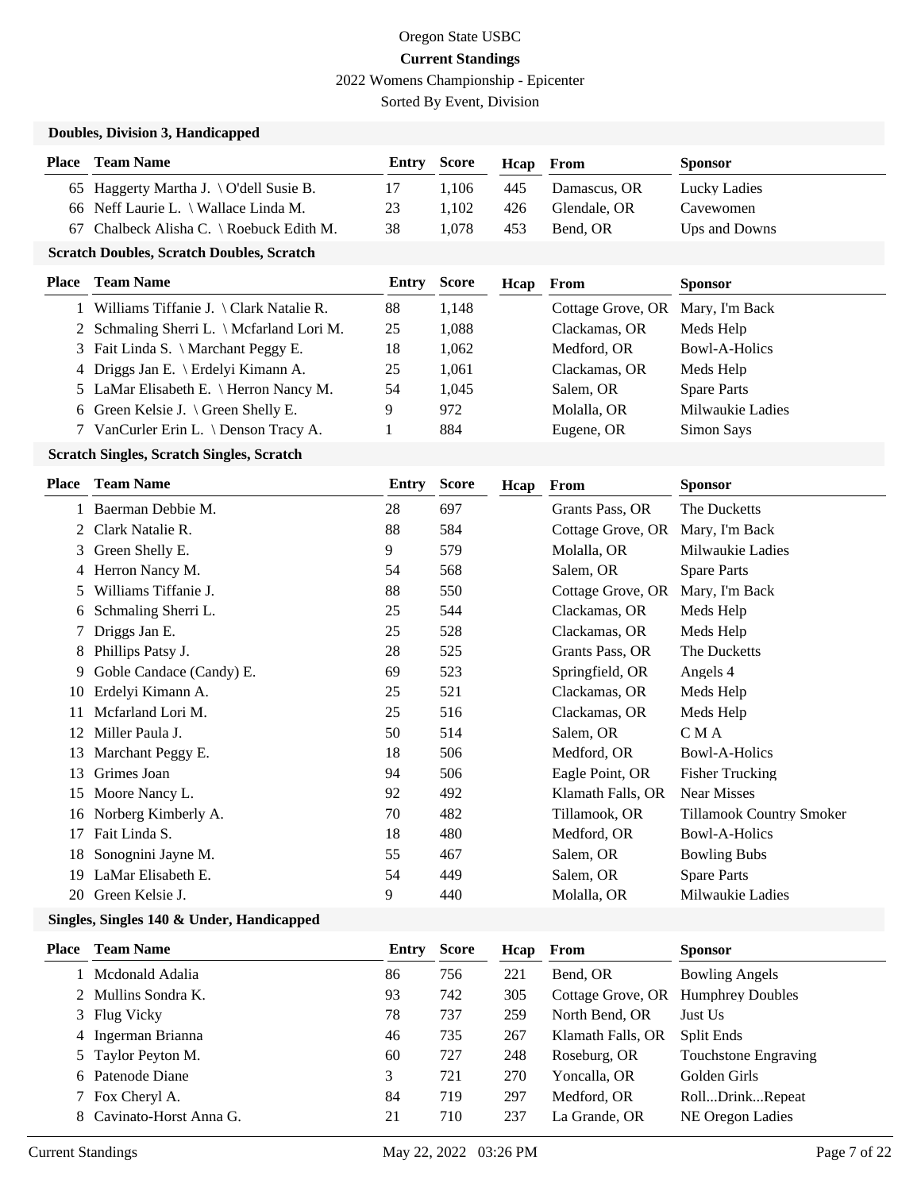Oregon State USBC

**Current Standings**

2022 Womens Championship - Epicenter

Sorted By Event, Division

### Doubles, Division 3, Handicapped

| Place | Team Name | Entry | Score | Hcap | From | Sponsor |
|---|---|---|---|---|---|---|
| 65 | Haggerty Martha J. \ O'dell Susie B. | 17 | 1,106 | 445 | Damascus, OR | Lucky Ladies |
| 66 | Neff Laurie L. \ Wallace Linda M. | 23 | 1,102 | 426 | Glendale, OR | Cavewomen |
| 67 | Chalbeck Alisha C. \ Roebuck Edith M. | 38 | 1,078 | 453 | Bend, OR | Ups and Downs |

### Scratch Doubles, Scratch Doubles, Scratch

| Place | Team Name | Entry | Score | Hcap | From | Sponsor |
|---|---|---|---|---|---|---|
| 1 | Williams Tiffanie J. \ Clark Natalie R. | 88 | 1,148 | | Cottage Grove, OR | Mary, I'm Back |
| 2 | Schmaling Sherri L. \ Mcfarland Lori M. | 25 | 1,088 | | Clackamas, OR | Meds Help |
| 3 | Fait Linda S. \ Marchant Peggy E. | 18 | 1,062 | | Medford, OR | Bowl-A-Holics |
| 4 | Driggs Jan E. \ Erdelyi Kimann A. | 25 | 1,061 | | Clackamas, OR | Meds Help |
| 5 | LaMar Elisabeth E. \ Herron Nancy M. | 54 | 1,045 | | Salem, OR | Spare Parts |
| 6 | Green Kelsie J. \ Green Shelly E. | 9 | 972 | | Molalla, OR | Milwaukie Ladies |
| 7 | VanCurler Erin L. \ Denson Tracy A. | 1 | 884 | | Eugene, OR | Simon Says |

### Scratch Singles, Scratch Singles, Scratch

| Place | Team Name | Entry | Score | Hcap | From | Sponsor |
|---|---|---|---|---|---|---|
| 1 | Baerman Debbie M. | 28 | 697 | | Grants Pass, OR | The Ducketts |
| 2 | Clark Natalie R. | 88 | 584 | | Cottage Grove, OR | Mary, I'm Back |
| 3 | Green Shelly E. | 9 | 579 | | Molalla, OR | Milwaukie Ladies |
| 4 | Herron Nancy M. | 54 | 568 | | Salem, OR | Spare Parts |
| 5 | Williams Tiffanie J. | 88 | 550 | | Cottage Grove, OR | Mary, I'm Back |
| 6 | Schmaling Sherri L. | 25 | 544 | | Clackamas, OR | Meds Help |
| 7 | Driggs Jan E. | 25 | 528 | | Clackamas, OR | Meds Help |
| 8 | Phillips Patsy J. | 28 | 525 | | Grants Pass, OR | The Ducketts |
| 9 | Goble Candace (Candy) E. | 69 | 523 | | Springfield, OR | Angels 4 |
| 10 | Erdelyi Kimann A. | 25 | 521 | | Clackamas, OR | Meds Help |
| 11 | Mcfarland Lori M. | 25 | 516 | | Clackamas, OR | Meds Help |
| 12 | Miller Paula J. | 50 | 514 | | Salem, OR | C M A |
| 13 | Marchant Peggy E. | 18 | 506 | | Medford, OR | Bowl-A-Holics |
| 13 | Grimes Joan | 94 | 506 | | Eagle Point, OR | Fisher Trucking |
| 15 | Moore Nancy L. | 92 | 492 | | Klamath Falls, OR | Near Misses |
| 16 | Norberg Kimberly A. | 70 | 482 | | Tillamook, OR | Tillamook Country Smoker |
| 17 | Fait Linda S. | 18 | 480 | | Medford, OR | Bowl-A-Holics |
| 18 | Sonognini Jayne M. | 55 | 467 | | Salem, OR | Bowling Bubs |
| 19 | LaMar Elisabeth E. | 54 | 449 | | Salem, OR | Spare Parts |
| 20 | Green Kelsie J. | 9 | 440 | | Molalla, OR | Milwaukie Ladies |

### Singles, Singles 140 & Under, Handicapped

| Place | Team Name | Entry | Score | Hcap | From | Sponsor |
|---|---|---|---|---|---|---|
| 1 | Mcdonald Adalia | 86 | 756 | 221 | Bend, OR | Bowling Angels |
| 2 | Mullins Sondra K. | 93 | 742 | 305 | Cottage Grove, OR | Humphrey Doubles |
| 3 | Flug Vicky | 78 | 737 | 259 | North Bend, OR | Just Us |
| 4 | Ingerman Brianna | 46 | 735 | 267 | Klamath Falls, OR | Split Ends |
| 5 | Taylor Peyton M. | 60 | 727 | 248 | Roseburg, OR | Touchstone Engraving |
| 6 | Patenode Diane | 3 | 721 | 270 | Yoncalla, OR | Golden Girls |
| 7 | Fox Cheryl A. | 84 | 719 | 297 | Medford, OR | Roll...Drink...Repeat |
| 8 | Cavinato-Horst Anna G. | 21 | 710 | 237 | La Grande, OR | NE Oregon Ladies |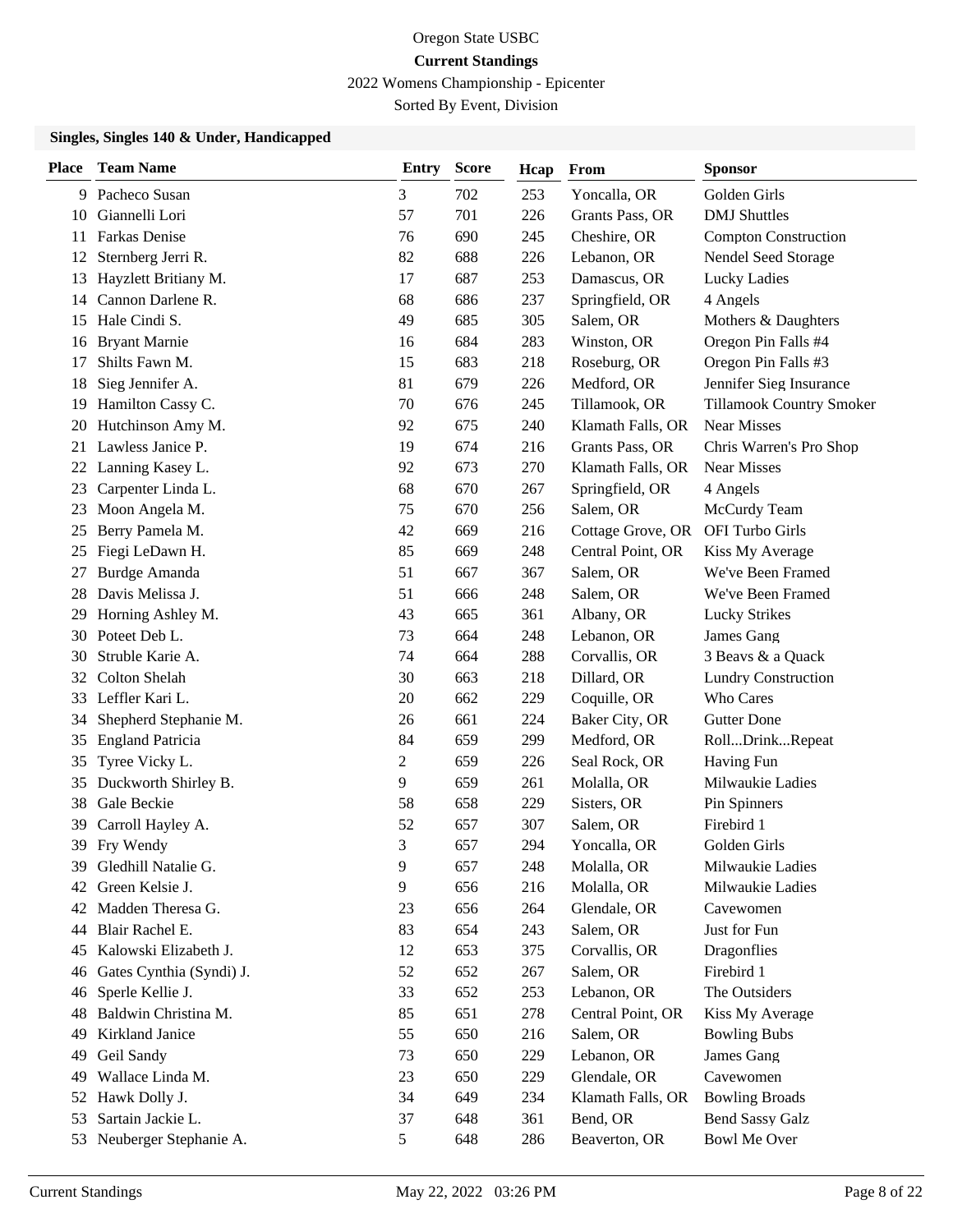Oregon State USBC

**Current Standings**

2022 Womens Championship - Epicenter

Sorted By Event, Division

### Singles, Singles 140 & Under, Handicapped

| Place | Team Name | Entry | Score | Hcap | From | Sponsor |
|---|---|---|---|---|---|---|
| 9 | Pacheco Susan | 3 | 702 | 253 | Yoncalla, OR | Golden Girls |
| 10 | Giannelli Lori | 57 | 701 | 226 | Grants Pass, OR | DMJ Shuttles |
| 11 | Farkas Denise | 76 | 690 | 245 | Cheshire, OR | Compton Construction |
| 12 | Sternberg Jerri R. | 82 | 688 | 226 | Lebanon, OR | Nendel Seed Storage |
| 13 | Hayzlett Britiany M. | 17 | 687 | 253 | Damascus, OR | Lucky Ladies |
| 14 | Cannon Darlene R. | 68 | 686 | 237 | Springfield, OR | 4 Angels |
| 15 | Hale Cindi S. | 49 | 685 | 305 | Salem, OR | Mothers & Daughters |
| 16 | Bryant Marnie | 16 | 684 | 283 | Winston, OR | Oregon Pin Falls #4 |
| 17 | Shilts Fawn M. | 15 | 683 | 218 | Roseburg, OR | Oregon Pin Falls #3 |
| 18 | Sieg Jennifer A. | 81 | 679 | 226 | Medford, OR | Jennifer Sieg Insurance |
| 19 | Hamilton Cassy C. | 70 | 676 | 245 | Tillamook, OR | Tillamook Country Smoker |
| 20 | Hutchinson Amy M. | 92 | 675 | 240 | Klamath Falls, OR | Near Misses |
| 21 | Lawless Janice P. | 19 | 674 | 216 | Grants Pass, OR | Chris Warren's Pro Shop |
| 22 | Lanning Kasey L. | 92 | 673 | 270 | Klamath Falls, OR | Near Misses |
| 23 | Carpenter Linda L. | 68 | 670 | 267 | Springfield, OR | 4 Angels |
| 23 | Moon Angela M. | 75 | 670 | 256 | Salem, OR | McCurdy Team |
| 25 | Berry Pamela M. | 42 | 669 | 216 | Cottage Grove, OR | OFI Turbo Girls |
| 25 | Fiegi LeDawn H. | 85 | 669 | 248 | Central Point, OR | Kiss My Average |
| 27 | Burdge Amanda | 51 | 667 | 367 | Salem, OR | We've Been Framed |
| 28 | Davis Melissa J. | 51 | 666 | 248 | Salem, OR | We've Been Framed |
| 29 | Horning Ashley M. | 43 | 665 | 361 | Albany, OR | Lucky Strikes |
| 30 | Poteet Deb L. | 73 | 664 | 248 | Lebanon, OR | James Gang |
| 30 | Struble Karie A. | 74 | 664 | 288 | Corvallis, OR | 3 Beavs & a Quack |
| 32 | Colton Shelah | 30 | 663 | 218 | Dillard, OR | Lundry Construction |
| 33 | Leffler Kari L. | 20 | 662 | 229 | Coquille, OR | Who Cares |
| 34 | Shepherd Stephanie M. | 26 | 661 | 224 | Baker City, OR | Gutter Done |
| 35 | England Patricia | 84 | 659 | 299 | Medford, OR | RollDrinkRepeat |
| 35 | Tyree Vicky L. | 2 | 659 | 226 | Seal Rock, OR | Having Fun |
| 35 | Duckworth Shirley B. | 9 | 659 | 261 | Molalla, OR | Milwaukie Ladies |
| 38 | Gale Beckie | 58 | 658 | 229 | Sisters, OR | Pin Spinners |
| 39 | Carroll Hayley A. | 52 | 657 | 307 | Salem, OR | Firebird 1 |
| 39 | Fry Wendy | 3 | 657 | 294 | Yoncalla, OR | Golden Girls |
| 39 | Gledhill Natalie G. | 9 | 657 | 248 | Molalla, OR | Milwaukie Ladies |
| 42 | Green Kelsie J. | 9 | 656 | 216 | Molalla, OR | Milwaukie Ladies |
| 42 | Madden Theresa G. | 23 | 656 | 264 | Glendale, OR | Cavewomen |
| 44 | Blair Rachel E. | 83 | 654 | 243 | Salem, OR | Just for Fun |
| 45 | Kalowski Elizabeth J. | 12 | 653 | 375 | Corvallis, OR | Dragonflies |
| 46 | Gates Cynthia (Syndi) J. | 52 | 652 | 267 | Salem, OR | Firebird 1 |
| 46 | Sperle Kellie J. | 33 | 652 | 253 | Lebanon, OR | The Outsiders |
| 48 | Baldwin Christina M. | 85 | 651 | 278 | Central Point, OR | Kiss My Average |
| 49 | Kirkland Janice | 55 | 650 | 216 | Salem, OR | Bowling Bubs |
| 49 | Geil Sandy | 73 | 650 | 229 | Lebanon, OR | James Gang |
| 49 | Wallace Linda M. | 23 | 650 | 229 | Glendale, OR | Cavewomen |
| 52 | Hawk Dolly J. | 34 | 649 | 234 | Klamath Falls, OR | Bowling Broads |
| 53 | Sartain Jackie L. | 37 | 648 | 361 | Bend, OR | Bend Sassy Galz |
| 53 | Neuberger Stephanie A. | 5 | 648 | 286 | Beaverton, OR | Bowl Me Over |

Current Standings May 22, 2022 03:26 PM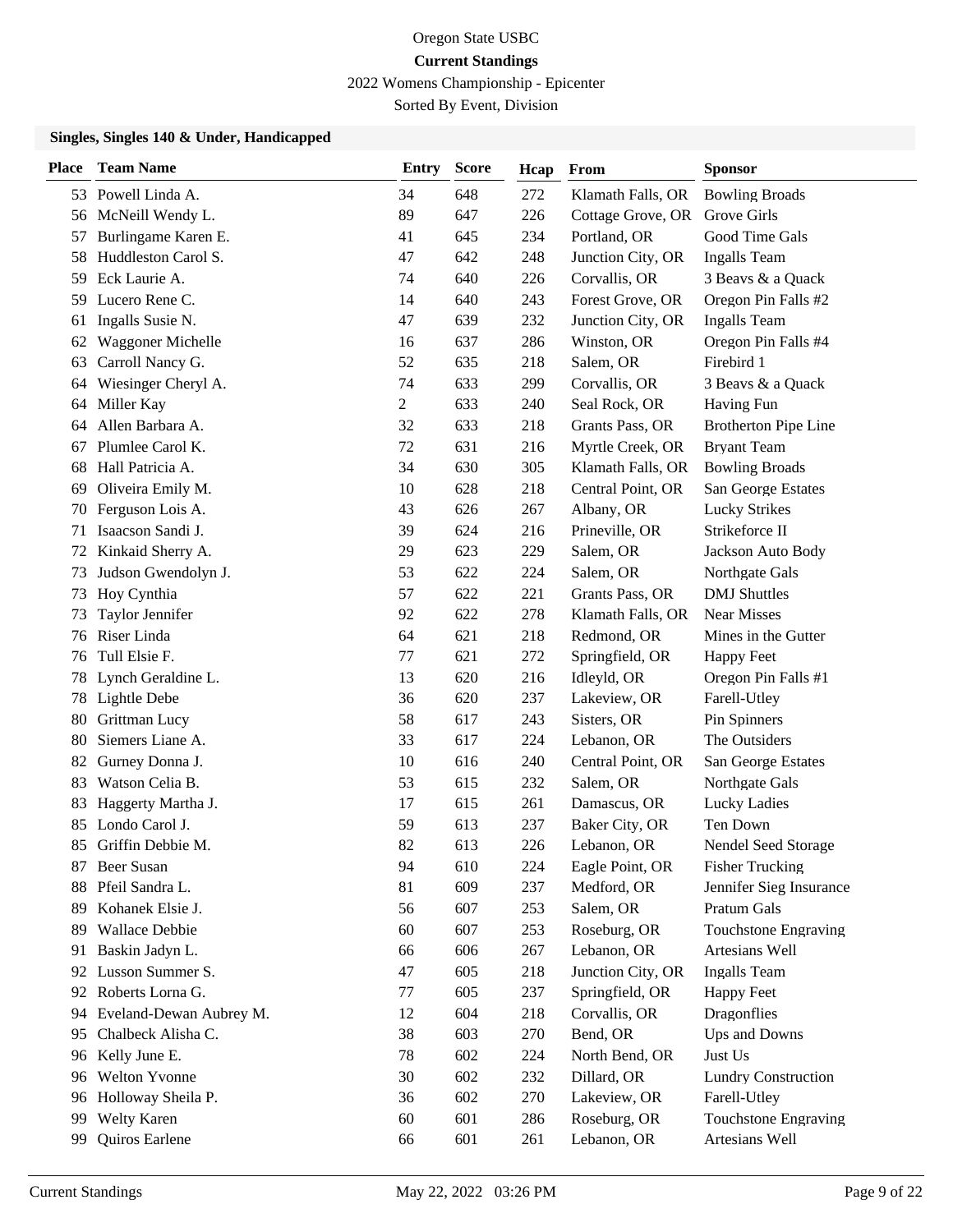Oregon State USBC

**Current Standings**

2022 Womens Championship - Epicenter

Sorted By Event, Division

### Singles, Singles 140 & Under, Handicapped

| Place | Team Name | Entry | Score | Hcap | From | Sponsor |
|---|---|---|---|---|---|---|
| 53 | Powell Linda A. | 34 | 648 | 272 | Klamath Falls, OR | Bowling Broads |
| 56 | McNeill Wendy L. | 89 | 647 | 226 | Cottage Grove, OR | Grove Girls |
| 57 | Burlingame Karen E. | 41 | 645 | 234 | Portland, OR | Good Time Gals |
| 58 | Huddleston Carol S. | 47 | 642 | 248 | Junction City, OR | Ingalls Team |
| 59 | Eck Laurie A. | 74 | 640 | 226 | Corvallis, OR | 3 Beavs & a Quack |
| 59 | Lucero Rene C. | 14 | 640 | 243 | Forest Grove, OR | Oregon Pin Falls #2 |
| 61 | Ingalls Susie N. | 47 | 639 | 232 | Junction City, OR | Ingalls Team |
| 62 | Waggoner Michelle | 16 | 637 | 286 | Winston, OR | Oregon Pin Falls #4 |
| 63 | Carroll Nancy G. | 52 | 635 | 218 | Salem, OR | Firebird 1 |
| 64 | Wiesinger Cheryl A. | 74 | 633 | 299 | Corvallis, OR | 3 Beavs & a Quack |
| 64 | Miller Kay | 2 | 633 | 240 | Seal Rock, OR | Having Fun |
| 64 | Allen Barbara A. | 32 | 633 | 218 | Grants Pass, OR | Brotherton Pipe Line |
| 67 | Plumlee Carol K. | 72 | 631 | 216 | Myrtle Creek, OR | Bryant Team |
| 68 | Hall Patricia A. | 34 | 630 | 305 | Klamath Falls, OR | Bowling Broads |
| 69 | Oliveira Emily M. | 10 | 628 | 218 | Central Point, OR | San George Estates |
| 70 | Ferguson Lois A. | 43 | 626 | 267 | Albany, OR | Lucky Strikes |
| 71 | Isaacson Sandi J. | 39 | 624 | 216 | Prineville, OR | Strikeforce II |
| 72 | Kinkaid Sherry A. | 29 | 623 | 229 | Salem, OR | Jackson Auto Body |
| 73 | Judson Gwendolyn J. | 53 | 622 | 224 | Salem, OR | Northgate Gals |
| 73 | Hoy Cynthia | 57 | 622 | 221 | Grants Pass, OR | DMJ Shuttles |
| 73 | Taylor Jennifer | 92 | 622 | 278 | Klamath Falls, OR | Near Misses |
| 76 | Riser Linda | 64 | 621 | 218 | Redmond, OR | Mines in the Gutter |
| 76 | Tull Elsie F. | 77 | 621 | 272 | Springfield, OR | Happy Feet |
| 78 | Lynch Geraldine L. | 13 | 620 | 216 | Idleyld, OR | Oregon Pin Falls #1 |
| 78 | Lightle Debe | 36 | 620 | 237 | Lakeview, OR | Farell-Utley |
| 80 | Grittman Lucy | 58 | 617 | 243 | Sisters, OR | Pin Spinners |
| 80 | Siemers Liane A. | 33 | 617 | 224 | Lebanon, OR | The Outsiders |
| 82 | Gurney Donna J. | 10 | 616 | 240 | Central Point, OR | San George Estates |
| 83 | Watson Celia B. | 53 | 615 | 232 | Salem, OR | Northgate Gals |
| 83 | Haggerty Martha J. | 17 | 615 | 261 | Damascus, OR | Lucky Ladies |
| 85 | Londo Carol J. | 59 | 613 | 237 | Baker City, OR | Ten Down |
| 85 | Griffin Debbie M. | 82 | 613 | 226 | Lebanon, OR | Nendel Seed Storage |
| 87 | Beer Susan | 94 | 610 | 224 | Eagle Point, OR | Fisher Trucking |
| 88 | Pfeil Sandra L. | 81 | 609 | 237 | Medford, OR | Jennifer Sieg Insurance |
| 89 | Kohanek Elsie J. | 56 | 607 | 253 | Salem, OR | Pratum Gals |
| 89 | Wallace Debbie | 60 | 607 | 253 | Roseburg, OR | Touchstone Engraving |
| 91 | Baskin Jadyn L. | 66 | 606 | 267 | Lebanon, OR | Artesians Well |
| 92 | Lusson Summer S. | 47 | 605 | 218 | Junction City, OR | Ingalls Team |
| 92 | Roberts Lorna G. | 77 | 605 | 237 | Springfield, OR | Happy Feet |
| 94 | Eveland-Dewan Aubrey M. | 12 | 604 | 218 | Corvallis, OR | Dragonflies |
| 95 | Chalbeck Alisha C. | 38 | 603 | 270 | Bend, OR | Ups and Downs |
| 96 | Kelly June E. | 78 | 602 | 224 | North Bend, OR | Just Us |
| 96 | Welton Yvonne | 30 | 602 | 232 | Dillard, OR | Lundry Construction |
| 96 | Holloway Sheila P. | 36 | 602 | 270 | Lakeview, OR | Farell-Utley |
| 99 | Welty Karen | 60 | 601 | 286 | Roseburg, OR | Touchstone Engraving |
| 99 | Quiros Earlene | 66 | 601 | 261 | Lebanon, OR | Artesians Well |

Current Standings — May 22, 2022 03:26 PM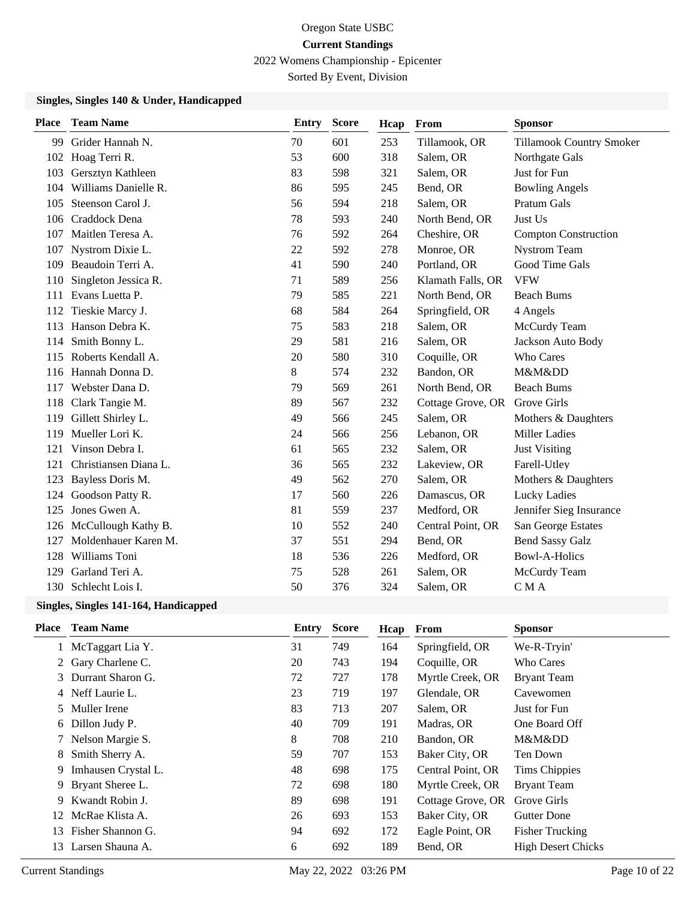Oregon State USBC

**Current Standings**

2022 Womens Championship - Epicenter

Sorted By Event, Division

### Singles, Singles 140 & Under, Handicapped

| Place | Team Name | Entry | Score | Hcap | From | Sponsor |
|---|---|---|---|---|---|---|
| 99 | Grider Hannah N. | 70 | 601 | 253 | Tillamook, OR | Tillamook Country Smoker |
| 102 | Hoag Terri R. | 53 | 600 | 318 | Salem, OR | Northgate Gals |
| 103 | Gersztyn Kathleen | 83 | 598 | 321 | Salem, OR | Just for Fun |
| 104 | Williams Danielle R. | 86 | 595 | 245 | Bend, OR | Bowling Angels |
| 105 | Steenson Carol J. | 56 | 594 | 218 | Salem, OR | Pratum Gals |
| 106 | Craddock Dena | 78 | 593 | 240 | North Bend, OR | Just Us |
| 107 | Maitlen Teresa A. | 76 | 592 | 264 | Cheshire, OR | Compton Construction |
| 107 | Nystrom Dixie L. | 22 | 592 | 278 | Monroe, OR | Nystrom Team |
| 109 | Beaudoin Terri A. | 41 | 590 | 240 | Portland, OR | Good Time Gals |
| 110 | Singleton Jessica R. | 71 | 589 | 256 | Klamath Falls, OR | VFW |
| 111 | Evans Luetta P. | 79 | 585 | 221 | North Bend, OR | Beach Bums |
| 112 | Tieskie Marcy J. | 68 | 584 | 264 | Springfield, OR | 4 Angels |
| 113 | Hanson Debra K. | 75 | 583 | 218 | Salem, OR | McCurdy Team |
| 114 | Smith Bonny L. | 29 | 581 | 216 | Salem, OR | Jackson Auto Body |
| 115 | Roberts Kendall A. | 20 | 580 | 310 | Coquille, OR | Who Cares |
| 116 | Hannah Donna D. | 8 | 574 | 232 | Bandon, OR | M&M&DD |
| 117 | Webster Dana D. | 79 | 569 | 261 | North Bend, OR | Beach Bums |
| 118 | Clark Tangie M. | 89 | 567 | 232 | Cottage Grove, OR | Grove Girls |
| 119 | Gillett Shirley L. | 49 | 566 | 245 | Salem, OR | Mothers & Daughters |
| 119 | Mueller Lori K. | 24 | 566 | 256 | Lebanon, OR | Miller Ladies |
| 121 | Vinson Debra I. | 61 | 565 | 232 | Salem, OR | Just Visiting |
| 121 | Christiansen Diana L. | 36 | 565 | 232 | Lakeview, OR | Farell-Utley |
| 123 | Bayless Doris M. | 49 | 562 | 270 | Salem, OR | Mothers & Daughters |
| 124 | Goodson Patty R. | 17 | 560 | 226 | Damascus, OR | Lucky Ladies |
| 125 | Jones Gwen A. | 81 | 559 | 237 | Medford, OR | Jennifer Sieg Insurance |
| 126 | McCullough Kathy B. | 10 | 552 | 240 | Central Point, OR | San George Estates |
| 127 | Moldenhauer Karen M. | 37 | 551 | 294 | Bend, OR | Bend Sassy Galz |
| 128 | Williams Toni | 18 | 536 | 226 | Medford, OR | Bowl-A-Holics |
| 129 | Garland Teri A. | 75 | 528 | 261 | Salem, OR | McCurdy Team |
| 130 | Schlecht Lois I. | 50 | 376 | 324 | Salem, OR | C M A |

### Singles, Singles 141-164, Handicapped

| Place | Team Name | Entry | Score | Hcap | From | Sponsor |
|---|---|---|---|---|---|---|
| 1 | McTaggart Lia Y. | 31 | 749 | 164 | Springfield, OR | We-R-Tryin' |
| 2 | Gary Charlene C. | 20 | 743 | 194 | Coquille, OR | Who Cares |
| 3 | Durrant Sharon G. | 72 | 727 | 178 | Myrtle Creek, OR | Bryant Team |
| 4 | Neff Laurie L. | 23 | 719 | 197 | Glendale, OR | Cavewomen |
| 5 | Muller Irene | 83 | 713 | 207 | Salem, OR | Just for Fun |
| 6 | Dillon Judy P. | 40 | 709 | 191 | Madras, OR | One Board Off |
| 7 | Nelson Margie S. | 8 | 708 | 210 | Bandon, OR | M&M&DD |
| 8 | Smith Sherry A. | 59 | 707 | 153 | Baker City, OR | Ten Down |
| 9 | Imhausen Crystal L. | 48 | 698 | 175 | Central Point, OR | Tims Chippies |
| 9 | Bryant Sheree L. | 72 | 698 | 180 | Myrtle Creek, OR | Bryant Team |
| 9 | Kwandt Robin J. | 89 | 698 | 191 | Cottage Grove, OR | Grove Girls |
| 12 | McRae Klista A. | 26 | 693 | 153 | Baker City, OR | Gutter Done |
| 13 | Fisher Shannon G. | 94 | 692 | 172 | Eagle Point, OR | Fisher Trucking |
| 13 | Larsen Shauna A. | 6 | 692 | 189 | Bend, OR | High Desert Chicks |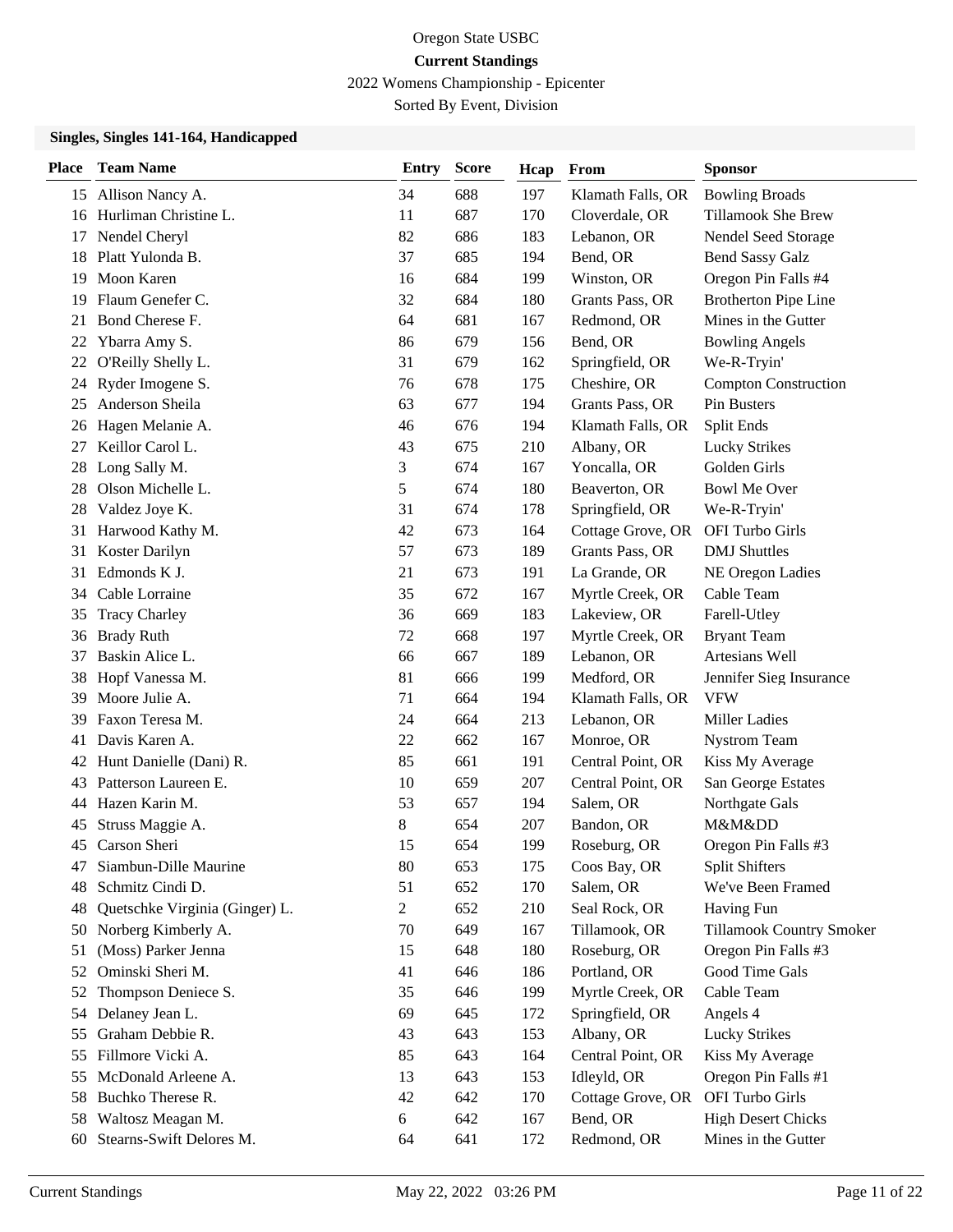Oregon State USBC

**Current Standings**

2022 Womens Championship - Epicenter

Sorted By Event, Division

### Singles, Singles 141-164, Handicapped

| Place | Team Name | Entry | Score | Hcap | From | Sponsor |
|---|---|---|---|---|---|---|
| 15 | Allison Nancy A. | 34 | 688 | 197 | Klamath Falls, OR | Bowling Broads |
| 16 | Hurliman Christine L. | 11 | 687 | 170 | Cloverdale, OR | Tillamook She Brew |
| 17 | Nendel Cheryl | 82 | 686 | 183 | Lebanon, OR | Nendel Seed Storage |
| 18 | Platt Yulonda B. | 37 | 685 | 194 | Bend, OR | Bend Sassy Galz |
| 19 | Moon Karen | 16 | 684 | 199 | Winston, OR | Oregon Pin Falls #4 |
| 19 | Flaum Genefer C. | 32 | 684 | 180 | Grants Pass, OR | Brotherton Pipe Line |
| 21 | Bond Cherese F. | 64 | 681 | 167 | Redmond, OR | Mines in the Gutter |
| 22 | Ybarra Amy S. | 86 | 679 | 156 | Bend, OR | Bowling Angels |
| 22 | O'Reilly Shelly L. | 31 | 679 | 162 | Springfield, OR | We-R-Tryin' |
| 24 | Ryder Imogene S. | 76 | 678 | 175 | Cheshire, OR | Compton Construction |
| 25 | Anderson Sheila | 63 | 677 | 194 | Grants Pass, OR | Pin Busters |
| 26 | Hagen Melanie A. | 46 | 676 | 194 | Klamath Falls, OR | Split Ends |
| 27 | Keillor Carol L. | 43 | 675 | 210 | Albany, OR | Lucky Strikes |
| 28 | Long Sally M. | 3 | 674 | 167 | Yoncalla, OR | Golden Girls |
| 28 | Olson Michelle L. | 5 | 674 | 180 | Beaverton, OR | Bowl Me Over |
| 28 | Valdez Joye K. | 31 | 674 | 178 | Springfield, OR | We-R-Tryin' |
| 31 | Harwood Kathy M. | 42 | 673 | 164 | Cottage Grove, OR | OFI Turbo Girls |
| 31 | Koster Darilyn | 57 | 673 | 189 | Grants Pass, OR | DMJ Shuttles |
| 31 | Edmonds K J. | 21 | 673 | 191 | La Grande, OR | NE Oregon Ladies |
| 34 | Cable Lorraine | 35 | 672 | 167 | Myrtle Creek, OR | Cable Team |
| 35 | Tracy Charley | 36 | 669 | 183 | Lakeview, OR | Farell-Utley |
| 36 | Brady Ruth | 72 | 668 | 197 | Myrtle Creek, OR | Bryant Team |
| 37 | Baskin Alice L. | 66 | 667 | 189 | Lebanon, OR | Artesians Well |
| 38 | Hopf Vanessa M. | 81 | 666 | 199 | Medford, OR | Jennifer Sieg Insurance |
| 39 | Moore Julie A. | 71 | 664 | 194 | Klamath Falls, OR | VFW |
| 39 | Faxon Teresa M. | 24 | 664 | 213 | Lebanon, OR | Miller Ladies |
| 41 | Davis Karen A. | 22 | 662 | 167 | Monroe, OR | Nystrom Team |
| 42 | Hunt Danielle (Dani) R. | 85 | 661 | 191 | Central Point, OR | Kiss My Average |
| 43 | Patterson Laureen E. | 10 | 659 | 207 | Central Point, OR | San George Estates |
| 44 | Hazen Karin M. | 53 | 657 | 194 | Salem, OR | Northgate Gals |
| 45 | Struss Maggie A. | 8 | 654 | 207 | Bandon, OR | M&M&DD |
| 45 | Carson Sheri | 15 | 654 | 199 | Roseburg, OR | Oregon Pin Falls #3 |
| 47 | Siambun-Dille Maurine | 80 | 653 | 175 | Coos Bay, OR | Split Shifters |
| 48 | Schmitz Cindi D. | 51 | 652 | 170 | Salem, OR | We've Been Framed |
| 48 | Quetschke Virginia (Ginger) L. | 2 | 652 | 210 | Seal Rock, OR | Having Fun |
| 50 | Norberg Kimberly A. | 70 | 649 | 167 | Tillamook, OR | Tillamook Country Smoker |
| 51 | (Moss) Parker Jenna | 15 | 648 | 180 | Roseburg, OR | Oregon Pin Falls #3 |
| 52 | Ominski Sheri M. | 41 | 646 | 186 | Portland, OR | Good Time Gals |
| 52 | Thompson Deniece S. | 35 | 646 | 199 | Myrtle Creek, OR | Cable Team |
| 54 | Delaney Jean L. | 69 | 645 | 172 | Springfield, OR | Angels 4 |
| 55 | Graham Debbie R. | 43 | 643 | 153 | Albany, OR | Lucky Strikes |
| 55 | Fillmore Vicki A. | 85 | 643 | 164 | Central Point, OR | Kiss My Average |
| 55 | McDonald Arleene A. | 13 | 643 | 153 | Idleyld, OR | Oregon Pin Falls #1 |
| 58 | Buchko Therese R. | 42 | 642 | 170 | Cottage Grove, OR | OFI Turbo Girls |
| 58 | Waltosz Meagan M. | 6 | 642 | 167 | Bend, OR | High Desert Chicks |
| 60 | Stearns-Swift Delores M. | 64 | 641 | 172 | Redmond, OR | Mines in the Gutter |

Current Standings May 22, 2022 03:26 PM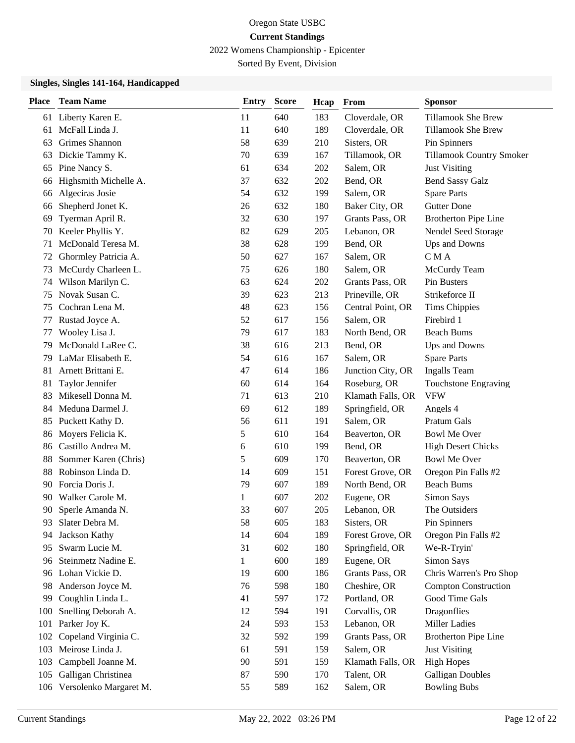Oregon State USBC

**Current Standings**

2022 Womens Championship - Epicenter

Sorted By Event, Division

### Singles, Singles 141-164, Handicapped

| Place | Team Name | Entry | Score | Hcap | From | Sponsor |
|---|---|---|---|---|---|---|
| 61 | Liberty Karen E. | 11 | 640 | 183 | Cloverdale, OR | Tillamook She Brew |
| 61 | McFall Linda J. | 11 | 640 | 189 | Cloverdale, OR | Tillamook She Brew |
| 63 | Grimes Shannon | 58 | 639 | 210 | Sisters, OR | Pin Spinners |
| 63 | Dickie Tammy K. | 70 | 639 | 167 | Tillamook, OR | Tillamook Country Smoker |
| 65 | Pine Nancy S. | 61 | 634 | 202 | Salem, OR | Just Visiting |
| 66 | Highsmith Michelle A. | 37 | 632 | 202 | Bend, OR | Bend Sassy Galz |
| 66 | Algeciras Josie | 54 | 632 | 199 | Salem, OR | Spare Parts |
| 66 | Shepherd Jonet K. | 26 | 632 | 180 | Baker City, OR | Gutter Done |
| 69 | Tyerman April R. | 32 | 630 | 197 | Grants Pass, OR | Brotherton Pipe Line |
| 70 | Keeler Phyllis Y. | 82 | 629 | 205 | Lebanon, OR | Nendel Seed Storage |
| 71 | McDonald Teresa M. | 38 | 628 | 199 | Bend, OR | Ups and Downs |
| 72 | Ghormley Patricia A. | 50 | 627 | 167 | Salem, OR | C M A |
| 73 | McCurdy Charleen L. | 75 | 626 | 180 | Salem, OR | McCurdy Team |
| 74 | Wilson Marilyn C. | 63 | 624 | 202 | Grants Pass, OR | Pin Busters |
| 75 | Novak Susan C. | 39 | 623 | 213 | Prineville, OR | Strikeforce II |
| 75 | Cochran Lena M. | 48 | 623 | 156 | Central Point, OR | Tims Chippies |
| 77 | Rustad Joyce A. | 52 | 617 | 156 | Salem, OR | Firebird 1 |
| 77 | Wooley Lisa J. | 79 | 617 | 183 | North Bend, OR | Beach Bums |
| 79 | McDonald LaRee C. | 38 | 616 | 213 | Bend, OR | Ups and Downs |
| 79 | LaMar Elisabeth E. | 54 | 616 | 167 | Salem, OR | Spare Parts |
| 81 | Arnett Brittani E. | 47 | 614 | 186 | Junction City, OR | Ingalls Team |
| 81 | Taylor Jennifer | 60 | 614 | 164 | Roseburg, OR | Touchstone Engraving |
| 83 | Mikesell Donna M. | 71 | 613 | 210 | Klamath Falls, OR | VFW |
| 84 | Meduna Darmel J. | 69 | 612 | 189 | Springfield, OR | Angels 4 |
| 85 | Puckett Kathy D. | 56 | 611 | 191 | Salem, OR | Pratum Gals |
| 86 | Moyers Felicia K. | 5 | 610 | 164 | Beaverton, OR | Bowl Me Over |
| 86 | Castillo Andrea M. | 6 | 610 | 199 | Bend, OR | High Desert Chicks |
| 88 | Sommer Karen (Chris) | 5 | 609 | 170 | Beaverton, OR | Bowl Me Over |
| 88 | Robinson Linda D. | 14 | 609 | 151 | Forest Grove, OR | Oregon Pin Falls #2 |
| 90 | Forcia Doris J. | 79 | 607 | 189 | North Bend, OR | Beach Bums |
| 90 | Walker Carole M. | 1 | 607 | 202 | Eugene, OR | Simon Says |
| 90 | Sperle Amanda N. | 33 | 607 | 205 | Lebanon, OR | The Outsiders |
| 93 | Slater Debra M. | 58 | 605 | 183 | Sisters, OR | Pin Spinners |
| 94 | Jackson Kathy | 14 | 604 | 189 | Forest Grove, OR | Oregon Pin Falls #2 |
| 95 | Swarm Lucie M. | 31 | 602 | 180 | Springfield, OR | We-R-Tryin' |
| 96 | Steinmetz Nadine E. | 1 | 600 | 189 | Eugene, OR | Simon Says |
| 96 | Lohan Vickie D. | 19 | 600 | 186 | Grants Pass, OR | Chris Warren's Pro Shop |
| 98 | Anderson Joyce M. | 76 | 598 | 180 | Cheshire, OR | Compton Construction |
| 99 | Coughlin Linda L. | 41 | 597 | 172 | Portland, OR | Good Time Gals |
| 100 | Snelling Deborah A. | 12 | 594 | 191 | Corvallis, OR | Dragonflies |
| 101 | Parker Joy K. | 24 | 593 | 153 | Lebanon, OR | Miller Ladies |
| 102 | Copeland Virginia C. | 32 | 592 | 199 | Grants Pass, OR | Brotherton Pipe Line |
| 103 | Meirose Linda J. | 61 | 591 | 159 | Salem, OR | Just Visiting |
| 103 | Campbell Joanne M. | 90 | 591 | 159 | Klamath Falls, OR | High Hopes |
| 105 | Galligan Christinea | 87 | 590 | 170 | Talent, OR | Galligan Doubles |
| 106 | Versolenko Margaret M. | 55 | 589 | 162 | Salem, OR | Bowling Bubs |

Current Standings May 22, 2022 03:26 PM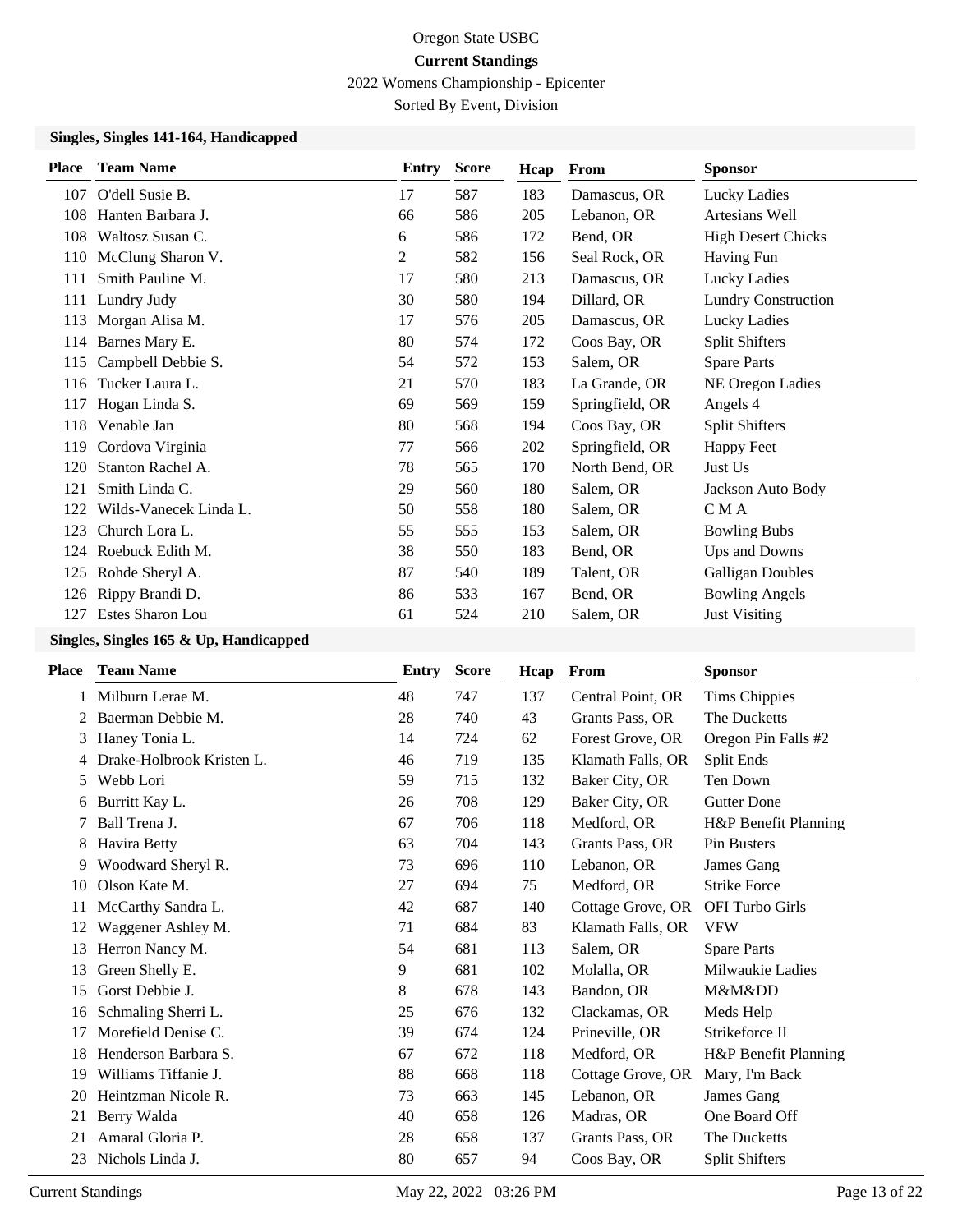Oregon State USBC

**Current Standings**

2022 Womens Championship - Epicenter

Sorted By Event, Division

**Singles, Singles 141-164, Handicapped**

| Place | Team Name | Entry | Score | Hcap | From | Sponsor |
|---|---|---|---|---|---|---|
| 107 | O'dell Susie B. | 17 | 587 | 183 | Damascus, OR | Lucky Ladies |
| 108 | Hanten Barbara J. | 66 | 586 | 205 | Lebanon, OR | Artesians Well |
| 108 | Waltosz Susan C. | 6 | 586 | 172 | Bend, OR | High Desert Chicks |
| 110 | McClung Sharon V. | 2 | 582 | 156 | Seal Rock, OR | Having Fun |
| 111 | Smith Pauline M. | 17 | 580 | 213 | Damascus, OR | Lucky Ladies |
| 111 | Lundry Judy | 30 | 580 | 194 | Dillard, OR | Lundry Construction |
| 113 | Morgan Alisa M. | 17 | 576 | 205 | Damascus, OR | Lucky Ladies |
| 114 | Barnes Mary E. | 80 | 574 | 172 | Coos Bay, OR | Split Shifters |
| 115 | Campbell Debbie S. | 54 | 572 | 153 | Salem, OR | Spare Parts |
| 116 | Tucker Laura L. | 21 | 570 | 183 | La Grande, OR | NE Oregon Ladies |
| 117 | Hogan Linda S. | 69 | 569 | 159 | Springfield, OR | Angels 4 |
| 118 | Venable Jan | 80 | 568 | 194 | Coos Bay, OR | Split Shifters |
| 119 | Cordova Virginia | 77 | 566 | 202 | Springfield, OR | Happy Feet |
| 120 | Stanton Rachel A. | 78 | 565 | 170 | North Bend, OR | Just Us |
| 121 | Smith Linda C. | 29 | 560 | 180 | Salem, OR | Jackson Auto Body |
| 122 | Wilds-Vanecek Linda L. | 50 | 558 | 180 | Salem, OR | C M A |
| 123 | Church Lora L. | 55 | 555 | 153 | Salem, OR | Bowling Bubs |
| 124 | Roebuck Edith M. | 38 | 550 | 183 | Bend, OR | Ups and Downs |
| 125 | Rohde Sheryl A. | 87 | 540 | 189 | Talent, OR | Galligan Doubles |
| 126 | Rippy Brandi D. | 86 | 533 | 167 | Bend, OR | Bowling Angels |
| 127 | Estes Sharon Lou | 61 | 524 | 210 | Salem, OR | Just Visiting |

**Singles, Singles 165 & Up, Handicapped**

| Place | Team Name | Entry | Score | Hcap | From | Sponsor |
|---|---|---|---|---|---|---|
| 1 | Milburn Lerae M. | 48 | 747 | 137 | Central Point, OR | Tims Chippies |
| 2 | Baerman Debbie M. | 28 | 740 | 43 | Grants Pass, OR | The Ducketts |
| 3 | Haney Tonia L. | 14 | 724 | 62 | Forest Grove, OR | Oregon Pin Falls #2 |
| 4 | Drake-Holbrook Kristen L. | 46 | 719 | 135 | Klamath Falls, OR | Split Ends |
| 5 | Webb Lori | 59 | 715 | 132 | Baker City, OR | Ten Down |
| 6 | Burritt Kay L. | 26 | 708 | 129 | Baker City, OR | Gutter Done |
| 7 | Ball Trena J. | 67 | 706 | 118 | Medford, OR | H&P Benefit Planning |
| 8 | Havira Betty | 63 | 704 | 143 | Grants Pass, OR | Pin Busters |
| 9 | Woodward Sheryl R. | 73 | 696 | 110 | Lebanon, OR | James Gang |
| 10 | Olson Kate M. | 27 | 694 | 75 | Medford, OR | Strike Force |
| 11 | McCarthy Sandra L. | 42 | 687 | 140 | Cottage Grove, OR | OFI Turbo Girls |
| 12 | Waggener Ashley M. | 71 | 684 | 83 | Klamath Falls, OR | VFW |
| 13 | Herron Nancy M. | 54 | 681 | 113 | Salem, OR | Spare Parts |
| 13 | Green Shelly E. | 9 | 681 | 102 | Molalla, OR | Milwaukie Ladies |
| 15 | Gorst Debbie J. | 8 | 678 | 143 | Bandon, OR | M&M&DD |
| 16 | Schmaling Sherri L. | 25 | 676 | 132 | Clackamas, OR | Meds Help |
| 17 | Morefield Denise C. | 39 | 674 | 124 | Prineville, OR | Strikeforce II |
| 18 | Henderson Barbara S. | 67 | 672 | 118 | Medford, OR | H&P Benefit Planning |
| 19 | Williams Tiffanie J. | 88 | 668 | 118 | Cottage Grove, OR | Mary, I'm Back |
| 20 | Heintzman Nicole R. | 73 | 663 | 145 | Lebanon, OR | James Gang |
| 21 | Berry Walda | 40 | 658 | 126 | Madras, OR | One Board Off |
| 21 | Amaral Gloria P. | 28 | 658 | 137 | Grants Pass, OR | The Ducketts |
| 23 | Nichols Linda J. | 80 | 657 | 94 | Coos Bay, OR | Split Shifters |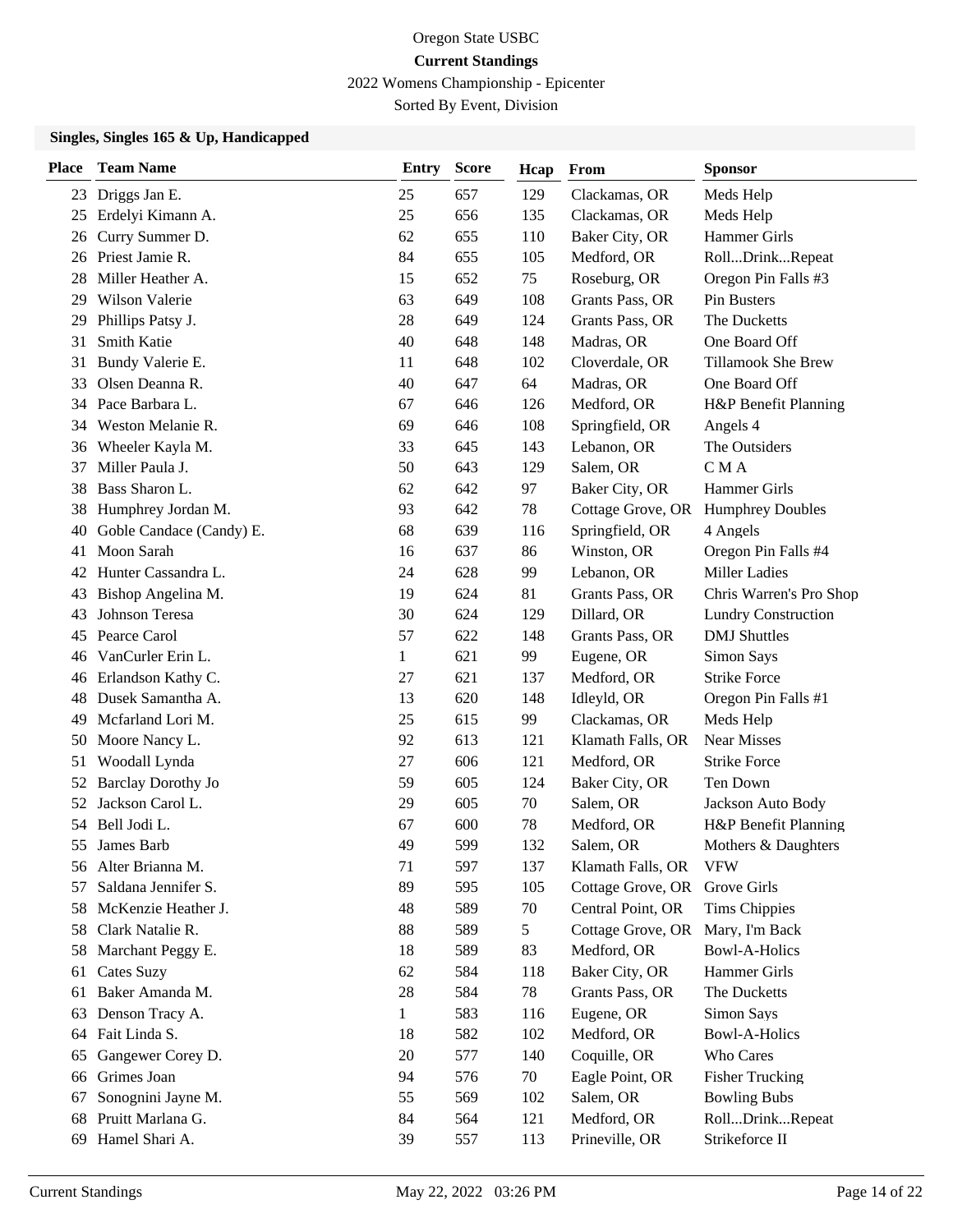Oregon State USBC

**Current Standings**

2022 Womens Championship - Epicenter

Sorted By Event, Division

### Singles, Singles 165 & Up, Handicapped

| Place | Team Name | Entry | Score | Hcap | From | Sponsor |
|---|---|---|---|---|---|---|
| 23 | Driggs Jan E. | 25 | 657 | 129 | Clackamas, OR | Meds Help |
| 25 | Erdelyi Kimann A. | 25 | 656 | 135 | Clackamas, OR | Meds Help |
| 26 | Curry Summer D. | 62 | 655 | 110 | Baker City, OR | Hammer Girls |
| 26 | Priest Jamie R. | 84 | 655 | 105 | Medford, OR | Roll...Drink...Repeat |
| 28 | Miller Heather A. | 15 | 652 | 75 | Roseburg, OR | Oregon Pin Falls #3 |
| 29 | Wilson Valerie | 63 | 649 | 108 | Grants Pass, OR | Pin Busters |
| 29 | Phillips Patsy J. | 28 | 649 | 124 | Grants Pass, OR | The Ducketts |
| 31 | Smith Katie | 40 | 648 | 148 | Madras, OR | One Board Off |
| 31 | Bundy Valerie E. | 11 | 648 | 102 | Cloverdale, OR | Tillamook She Brew |
| 33 | Olsen Deanna R. | 40 | 647 | 64 | Madras, OR | One Board Off |
| 34 | Pace Barbara L. | 67 | 646 | 126 | Medford, OR | H&P Benefit Planning |
| 34 | Weston Melanie R. | 69 | 646 | 108 | Springfield, OR | Angels 4 |
| 36 | Wheeler Kayla M. | 33 | 645 | 143 | Lebanon, OR | The Outsiders |
| 37 | Miller Paula J. | 50 | 643 | 129 | Salem, OR | C M A |
| 38 | Bass Sharon L. | 62 | 642 | 97 | Baker City, OR | Hammer Girls |
| 38 | Humphrey Jordan M. | 93 | 642 | 78 | Cottage Grove, OR | Humphrey Doubles |
| 40 | Goble Candace (Candy) E. | 68 | 639 | 116 | Springfield, OR | 4 Angels |
| 41 | Moon Sarah | 16 | 637 | 86 | Winston, OR | Oregon Pin Falls #4 |
| 42 | Hunter Cassandra L. | 24 | 628 | 99 | Lebanon, OR | Miller Ladies |
| 43 | Bishop Angelina M. | 19 | 624 | 81 | Grants Pass, OR | Chris Warren's Pro Shop |
| 43 | Johnson Teresa | 30 | 624 | 129 | Dillard, OR | Lundry Construction |
| 45 | Pearce Carol | 57 | 622 | 148 | Grants Pass, OR | DMJ Shuttles |
| 46 | VanCurler Erin L. | 1 | 621 | 99 | Eugene, OR | Simon Says |
| 46 | Erlandson Kathy C. | 27 | 621 | 137 | Medford, OR | Strike Force |
| 48 | Dusek Samantha A. | 13 | 620 | 148 | Idleyld, OR | Oregon Pin Falls #1 |
| 49 | Mcfarland Lori M. | 25 | 615 | 99 | Clackamas, OR | Meds Help |
| 50 | Moore Nancy L. | 92 | 613 | 121 | Klamath Falls, OR | Near Misses |
| 51 | Woodall Lynda | 27 | 606 | 121 | Medford, OR | Strike Force |
| 52 | Barclay Dorothy Jo | 59 | 605 | 124 | Baker City, OR | Ten Down |
| 52 | Jackson Carol L. | 29 | 605 | 70 | Salem, OR | Jackson Auto Body |
| 54 | Bell Jodi L. | 67 | 600 | 78 | Medford, OR | H&P Benefit Planning |
| 55 | James Barb | 49 | 599 | 132 | Salem, OR | Mothers & Daughters |
| 56 | Alter Brianna M. | 71 | 597 | 137 | Klamath Falls, OR | VFW |
| 57 | Saldana Jennifer S. | 89 | 595 | 105 | Cottage Grove, OR | Grove Girls |
| 58 | McKenzie Heather J. | 48 | 589 | 70 | Central Point, OR | Tims Chippies |
| 58 | Clark Natalie R. | 88 | 589 | 5 | Cottage Grove, OR | Mary, I'm Back |
| 58 | Marchant Peggy E. | 18 | 589 | 83 | Medford, OR | Bowl-A-Holics |
| 61 | Cates Suzy | 62 | 584 | 118 | Baker City, OR | Hammer Girls |
| 61 | Baker Amanda M. | 28 | 584 | 78 | Grants Pass, OR | The Ducketts |
| 63 | Denson Tracy A. | 1 | 583 | 116 | Eugene, OR | Simon Says |
| 64 | Fait Linda S. | 18 | 582 | 102 | Medford, OR | Bowl-A-Holics |
| 65 | Gangewer Corey D. | 20 | 577 | 140 | Coquille, OR | Who Cares |
| 66 | Grimes Joan | 94 | 576 | 70 | Eagle Point, OR | Fisher Trucking |
| 67 | Sonognini Jayne M. | 55 | 569 | 102 | Salem, OR | Bowling Bubs |
| 68 | Pruitt Marlana G. | 84 | 564 | 121 | Medford, OR | Roll...Drink...Repeat |
| 69 | Hamel Shari A. | 39 | 557 | 113 | Prineville, OR | Strikeforce II |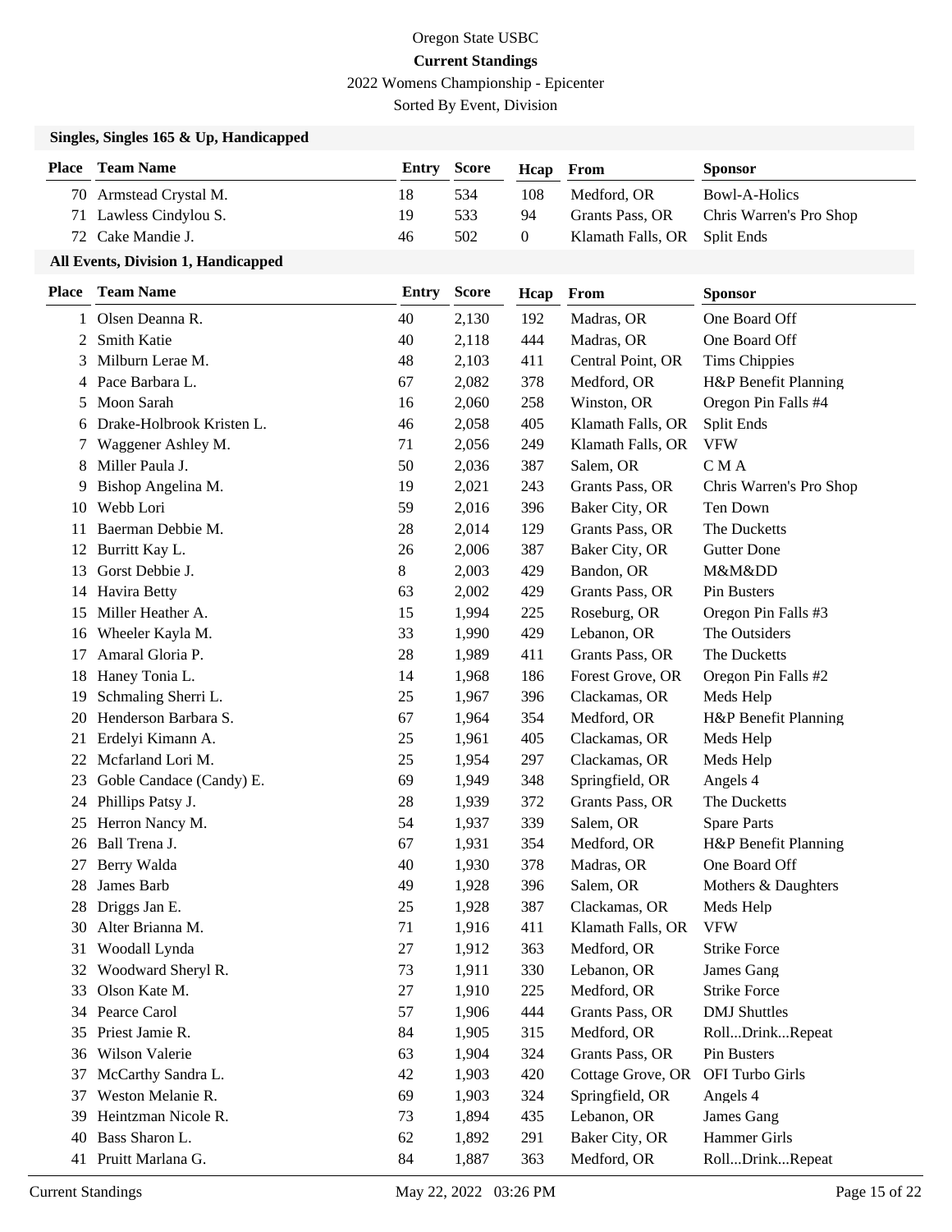Oregon State USBC

**Current Standings**

2022 Womens Championship - Epicenter

Sorted By Event, Division

### Singles, Singles 165 & Up, Handicapped

| Place | Team Name | Entry | Score | Hcap | From | Sponsor |
|---|---|---|---|---|---|---|
| 70 | Armstead Crystal M. | 18 | 534 | 108 | Medford, OR | Bowl-A-Holics |
| 71 | Lawless Cindylou S. | 19 | 533 | 94 | Grants Pass, OR | Chris Warren's Pro Shop |
| 72 | Cake Mandie J. | 46 | 502 | 0 | Klamath Falls, OR | Split Ends |

### All Events, Division 1, Handicapped

| Place | Team Name | Entry | Score | Hcap | From | Sponsor |
|---|---|---|---|---|---|---|
| 1 | Olsen Deanna R. | 40 | 2,130 | 192 | Madras, OR | One Board Off |
| 2 | Smith Katie | 40 | 2,118 | 444 | Madras, OR | One Board Off |
| 3 | Milburn Lerae M. | 48 | 2,103 | 411 | Central Point, OR | Tims Chippies |
| 4 | Pace Barbara L. | 67 | 2,082 | 378 | Medford, OR | H&P Benefit Planning |
| 5 | Moon Sarah | 16 | 2,060 | 258 | Winston, OR | Oregon Pin Falls #4 |
| 6 | Drake-Holbrook Kristen L. | 46 | 2,058 | 405 | Klamath Falls, OR | Split Ends |
| 7 | Waggener Ashley M. | 71 | 2,056 | 249 | Klamath Falls, OR | VFW |
| 8 | Miller Paula J. | 50 | 2,036 | 387 | Salem, OR | C M A |
| 9 | Bishop Angelina M. | 19 | 2,021 | 243 | Grants Pass, OR | Chris Warren's Pro Shop |
| 10 | Webb Lori | 59 | 2,016 | 396 | Baker City, OR | Ten Down |
| 11 | Baerman Debbie M. | 28 | 2,014 | 129 | Grants Pass, OR | The Ducketts |
| 12 | Burritt Kay L. | 26 | 2,006 | 387 | Baker City, OR | Gutter Done |
| 13 | Gorst Debbie J. | 8 | 2,003 | 429 | Bandon, OR | M&M&DD |
| 14 | Havira Betty | 63 | 2,002 | 429 | Grants Pass, OR | Pin Busters |
| 15 | Miller Heather A. | 15 | 1,994 | 225 | Roseburg, OR | Oregon Pin Falls #3 |
| 16 | Wheeler Kayla M. | 33 | 1,990 | 429 | Lebanon, OR | The Outsiders |
| 17 | Amaral Gloria P. | 28 | 1,989 | 411 | Grants Pass, OR | The Ducketts |
| 18 | Haney Tonia L. | 14 | 1,968 | 186 | Forest Grove, OR | Oregon Pin Falls #2 |
| 19 | Schmaling Sherri L. | 25 | 1,967 | 396 | Clackamas, OR | Meds Help |
| 20 | Henderson Barbara S. | 67 | 1,964 | 354 | Medford, OR | H&P Benefit Planning |
| 21 | Erdelyi Kimann A. | 25 | 1,961 | 405 | Clackamas, OR | Meds Help |
| 22 | Mcfarland Lori M. | 25 | 1,954 | 297 | Clackamas, OR | Meds Help |
| 23 | Goble Candace (Candy) E. | 69 | 1,949 | 348 | Springfield, OR | Angels 4 |
| 24 | Phillips Patsy J. | 28 | 1,939 | 372 | Grants Pass, OR | The Ducketts |
| 25 | Herron Nancy M. | 54 | 1,937 | 339 | Salem, OR | Spare Parts |
| 26 | Ball Trena J. | 67 | 1,931 | 354 | Medford, OR | H&P Benefit Planning |
| 27 | Berry Walda | 40 | 1,930 | 378 | Madras, OR | One Board Off |
| 28 | James Barb | 49 | 1,928 | 396 | Salem, OR | Mothers & Daughters |
| 28 | Driggs Jan E. | 25 | 1,928 | 387 | Clackamas, OR | Meds Help |
| 30 | Alter Brianna M. | 71 | 1,916 | 411 | Klamath Falls, OR | VFW |
| 31 | Woodall Lynda | 27 | 1,912 | 363 | Medford, OR | Strike Force |
| 32 | Woodward Sheryl R. | 73 | 1,911 | 330 | Lebanon, OR | James Gang |
| 33 | Olson Kate M. | 27 | 1,910 | 225 | Medford, OR | Strike Force |
| 34 | Pearce Carol | 57 | 1,906 | 444 | Grants Pass, OR | DMJ Shuttles |
| 35 | Priest Jamie R. | 84 | 1,905 | 315 | Medford, OR | Roll...Drink...Repeat |
| 36 | Wilson Valerie | 63 | 1,904 | 324 | Grants Pass, OR | Pin Busters |
| 37 | McCarthy Sandra L. | 42 | 1,903 | 420 | Cottage Grove, OR | OFI Turbo Girls |
| 37 | Weston Melanie R. | 69 | 1,903 | 324 | Springfield, OR | Angels 4 |
| 39 | Heintzman Nicole R. | 73 | 1,894 | 435 | Lebanon, OR | James Gang |
| 40 | Bass Sharon L. | 62 | 1,892 | 291 | Baker City, OR | Hammer Girls |
| 41 | Pruitt Marlana G. | 84 | 1,887 | 363 | Medford, OR | Roll...Drink...Repeat |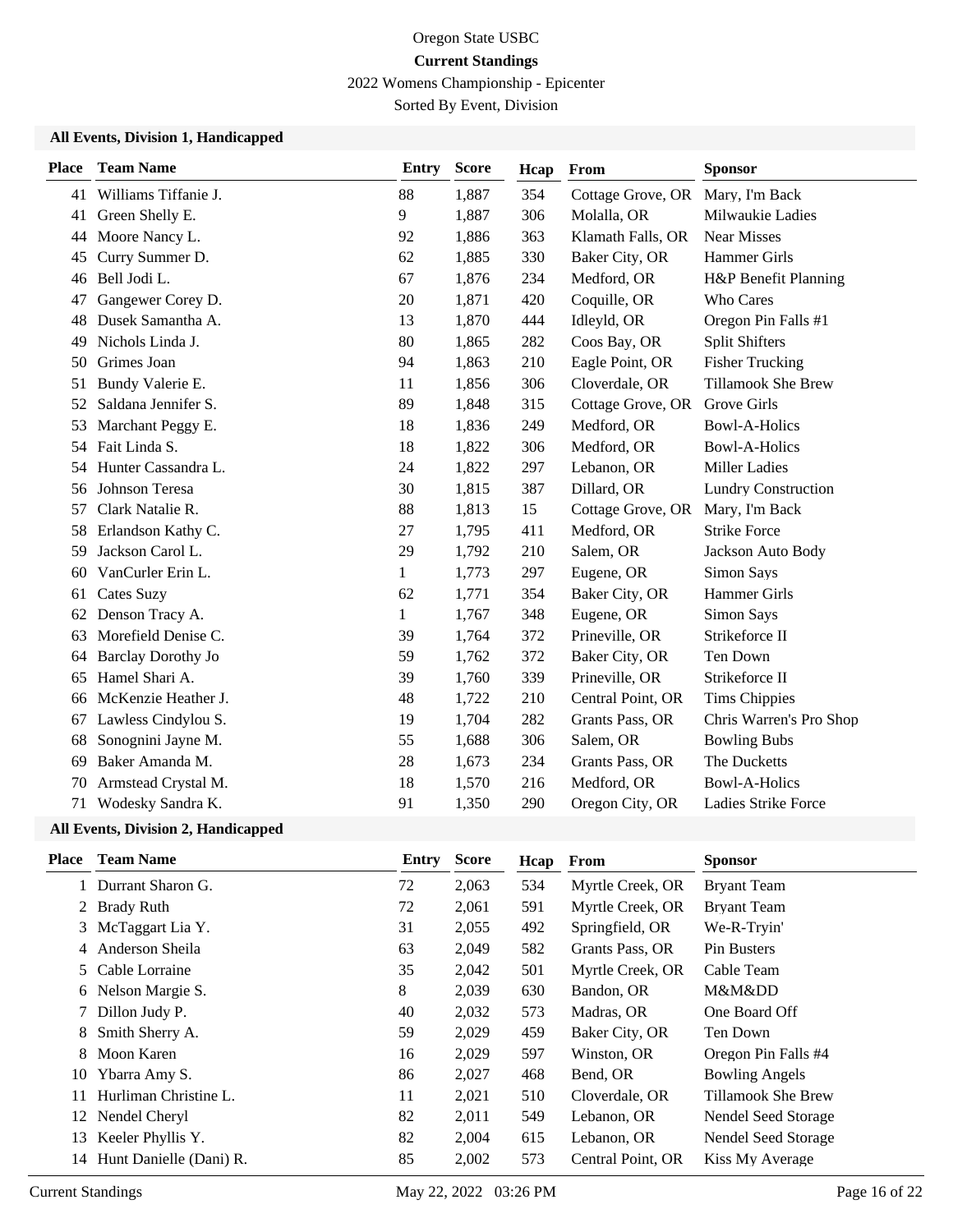Oregon State USBC

**Current Standings**

2022 Womens Championship - Epicenter

Sorted By Event, Division

### All Events, Division 1, Handicapped

| Place | Team Name | Entry | Score | Hcap | From | Sponsor |
|---|---|---|---|---|---|---|
| 41 | Williams Tiffanie J. | 88 | 1,887 | 354 | Cottage Grove, OR | Mary, I'm Back |
| 41 | Green Shelly E. | 9 | 1,887 | 306 | Molalla, OR | Milwaukie Ladies |
| 44 | Moore Nancy L. | 92 | 1,886 | 363 | Klamath Falls, OR | Near Misses |
| 45 | Curry Summer D. | 62 | 1,885 | 330 | Baker City, OR | Hammer Girls |
| 46 | Bell Jodi L. | 67 | 1,876 | 234 | Medford, OR | H&P Benefit Planning |
| 47 | Gangewer Corey D. | 20 | 1,871 | 420 | Coquille, OR | Who Cares |
| 48 | Dusek Samantha A. | 13 | 1,870 | 444 | Idleyld, OR | Oregon Pin Falls #1 |
| 49 | Nichols Linda J. | 80 | 1,865 | 282 | Coos Bay, OR | Split Shifters |
| 50 | Grimes Joan | 94 | 1,863 | 210 | Eagle Point, OR | Fisher Trucking |
| 51 | Bundy Valerie E. | 11 | 1,856 | 306 | Cloverdale, OR | Tillamook She Brew |
| 52 | Saldana Jennifer S. | 89 | 1,848 | 315 | Cottage Grove, OR | Grove Girls |
| 53 | Marchant Peggy E. | 18 | 1,836 | 249 | Medford, OR | Bowl-A-Holics |
| 54 | Fait Linda S. | 18 | 1,822 | 306 | Medford, OR | Bowl-A-Holics |
| 54 | Hunter Cassandra L. | 24 | 1,822 | 297 | Lebanon, OR | Miller Ladies |
| 56 | Johnson Teresa | 30 | 1,815 | 387 | Dillard, OR | Lundry Construction |
| 57 | Clark Natalie R. | 88 | 1,813 | 15 | Cottage Grove, OR | Mary, I'm Back |
| 58 | Erlandson Kathy C. | 27 | 1,795 | 411 | Medford, OR | Strike Force |
| 59 | Jackson Carol L. | 29 | 1,792 | 210 | Salem, OR | Jackson Auto Body |
| 60 | VanCurler Erin L. | 1 | 1,773 | 297 | Eugene, OR | Simon Says |
| 61 | Cates Suzy | 62 | 1,771 | 354 | Baker City, OR | Hammer Girls |
| 62 | Denson Tracy A. | 1 | 1,767 | 348 | Eugene, OR | Simon Says |
| 63 | Morefield Denise C. | 39 | 1,764 | 372 | Prineville, OR | Strikeforce II |
| 64 | Barclay Dorothy Jo | 59 | 1,762 | 372 | Baker City, OR | Ten Down |
| 65 | Hamel Shari A. | 39 | 1,760 | 339 | Prineville, OR | Strikeforce II |
| 66 | McKenzie Heather J. | 48 | 1,722 | 210 | Central Point, OR | Tims Chippies |
| 67 | Lawless Cindylou S. | 19 | 1,704 | 282 | Grants Pass, OR | Chris Warren's Pro Shop |
| 68 | Sonognini Jayne M. | 55 | 1,688 | 306 | Salem, OR | Bowling Bubs |
| 69 | Baker Amanda M. | 28 | 1,673 | 234 | Grants Pass, OR | The Ducketts |
| 70 | Armstead Crystal M. | 18 | 1,570 | 216 | Medford, OR | Bowl-A-Holics |
| 71 | Wodesky Sandra K. | 91 | 1,350 | 290 | Oregon City, OR | Ladies Strike Force |

### All Events, Division 2, Handicapped

| Place | Team Name | Entry | Score | Hcap | From | Sponsor |
|---|---|---|---|---|---|---|
| 1 | Durrant Sharon G. | 72 | 2,063 | 534 | Myrtle Creek, OR | Bryant Team |
| 2 | Brady Ruth | 72 | 2,061 | 591 | Myrtle Creek, OR | Bryant Team |
| 3 | McTaggart Lia Y. | 31 | 2,055 | 492 | Springfield, OR | We-R-Tryin' |
| 4 | Anderson Sheila | 63 | 2,049 | 582 | Grants Pass, OR | Pin Busters |
| 5 | Cable Lorraine | 35 | 2,042 | 501 | Myrtle Creek, OR | Cable Team |
| 6 | Nelson Margie S. | 8 | 2,039 | 630 | Bandon, OR | M&M&DD |
| 7 | Dillon Judy P. | 40 | 2,032 | 573 | Madras, OR | One Board Off |
| 8 | Smith Sherry A. | 59 | 2,029 | 459 | Baker City, OR | Ten Down |
| 8 | Moon Karen | 16 | 2,029 | 597 | Winston, OR | Oregon Pin Falls #4 |
| 10 | Ybarra Amy S. | 86 | 2,027 | 468 | Bend, OR | Bowling Angels |
| 11 | Hurliman Christine L. | 11 | 2,021 | 510 | Cloverdale, OR | Tillamook She Brew |
| 12 | Nendel Cheryl | 82 | 2,011 | 549 | Lebanon, OR | Nendel Seed Storage |
| 13 | Keeler Phyllis Y. | 82 | 2,004 | 615 | Lebanon, OR | Nendel Seed Storage |
| 14 | Hunt Danielle (Dani) R. | 85 | 2,002 | 573 | Central Point, OR | Kiss My Average |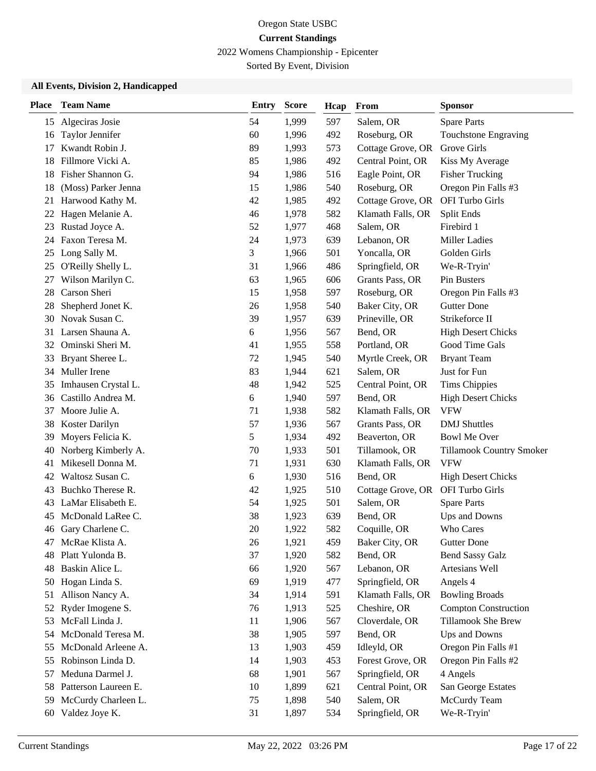Oregon State USBC

**Current Standings**

2022 Womens Championship - Epicenter

Sorted By Event, Division

### All Events, Division 2, Handicapped

| Place | Team Name | Entry | Score | Hcap | From | Sponsor |
|---|---|---|---|---|---|---|
| 15 | Algeciras Josie | 54 | 1,999 | 597 | Salem, OR | Spare Parts |
| 16 | Taylor Jennifer | 60 | 1,996 | 492 | Roseburg, OR | Touchstone Engraving |
| 17 | Kwandt Robin J. | 89 | 1,993 | 573 | Cottage Grove, OR | Grove Girls |
| 18 | Fillmore Vicki A. | 85 | 1,986 | 492 | Central Point, OR | Kiss My Average |
| 18 | Fisher Shannon G. | 94 | 1,986 | 516 | Eagle Point, OR | Fisher Trucking |
| 18 | (Moss) Parker Jenna | 15 | 1,986 | 540 | Roseburg, OR | Oregon Pin Falls #3 |
| 21 | Harwood Kathy M. | 42 | 1,985 | 492 | Cottage Grove, OR | OFI Turbo Girls |
| 22 | Hagen Melanie A. | 46 | 1,978 | 582 | Klamath Falls, OR | Split Ends |
| 23 | Rustad Joyce A. | 52 | 1,977 | 468 | Salem, OR | Firebird 1 |
| 24 | Faxon Teresa M. | 24 | 1,973 | 639 | Lebanon, OR | Miller Ladies |
| 25 | Long Sally M. | 3 | 1,966 | 501 | Yoncalla, OR | Golden Girls |
| 25 | O'Reilly Shelly L. | 31 | 1,966 | 486 | Springfield, OR | We-R-Tryin' |
| 27 | Wilson Marilyn C. | 63 | 1,965 | 606 | Grants Pass, OR | Pin Busters |
| 28 | Carson Sheri | 15 | 1,958 | 597 | Roseburg, OR | Oregon Pin Falls #3 |
| 28 | Shepherd Jonet K. | 26 | 1,958 | 540 | Baker City, OR | Gutter Done |
| 30 | Novak Susan C. | 39 | 1,957 | 639 | Prineville, OR | Strikeforce II |
| 31 | Larsen Shauna A. | 6 | 1,956 | 567 | Bend, OR | High Desert Chicks |
| 32 | Ominski Sheri M. | 41 | 1,955 | 558 | Portland, OR | Good Time Gals |
| 33 | Bryant Sheree L. | 72 | 1,945 | 540 | Myrtle Creek, OR | Bryant Team |
| 34 | Muller Irene | 83 | 1,944 | 621 | Salem, OR | Just for Fun |
| 35 | Imhausen Crystal L. | 48 | 1,942 | 525 | Central Point, OR | Tims Chippies |
| 36 | Castillo Andrea M. | 6 | 1,940 | 597 | Bend, OR | High Desert Chicks |
| 37 | Moore Julie A. | 71 | 1,938 | 582 | Klamath Falls, OR | VFW |
| 38 | Koster Darilyn | 57 | 1,936 | 567 | Grants Pass, OR | DMJ Shuttles |
| 39 | Moyers Felicia K. | 5 | 1,934 | 492 | Beaverton, OR | Bowl Me Over |
| 40 | Norberg Kimberly A. | 70 | 1,933 | 501 | Tillamook, OR | Tillamook Country Smoker |
| 41 | Mikesell Donna M. | 71 | 1,931 | 630 | Klamath Falls, OR | VFW |
| 42 | Waltosz Susan C. | 6 | 1,930 | 516 | Bend, OR | High Desert Chicks |
| 43 | Buchko Therese R. | 42 | 1,925 | 510 | Cottage Grove, OR | OFI Turbo Girls |
| 43 | LaMar Elisabeth E. | 54 | 1,925 | 501 | Salem, OR | Spare Parts |
| 45 | McDonald LaRee C. | 38 | 1,923 | 639 | Bend, OR | Ups and Downs |
| 46 | Gary Charlene C. | 20 | 1,922 | 582 | Coquille, OR | Who Cares |
| 47 | McRae Klista A. | 26 | 1,921 | 459 | Baker City, OR | Gutter Done |
| 48 | Platt Yulonda B. | 37 | 1,920 | 582 | Bend, OR | Bend Sassy Galz |
| 48 | Baskin Alice L. | 66 | 1,920 | 567 | Lebanon, OR | Artesians Well |
| 50 | Hogan Linda S. | 69 | 1,919 | 477 | Springfield, OR | Angels 4 |
| 51 | Allison Nancy A. | 34 | 1,914 | 591 | Klamath Falls, OR | Bowling Broads |
| 52 | Ryder Imogene S. | 76 | 1,913 | 525 | Cheshire, OR | Compton Construction |
| 53 | McFall Linda J. | 11 | 1,906 | 567 | Cloverdale, OR | Tillamook She Brew |
| 54 | McDonald Teresa M. | 38 | 1,905 | 597 | Bend, OR | Ups and Downs |
| 55 | McDonald Arleene A. | 13 | 1,903 | 459 | Idleyld, OR | Oregon Pin Falls #1 |
| 55 | Robinson Linda D. | 14 | 1,903 | 453 | Forest Grove, OR | Oregon Pin Falls #2 |
| 57 | Meduna Darmel J. | 68 | 1,901 | 567 | Springfield, OR | 4 Angels |
| 58 | Patterson Laureen E. | 10 | 1,899 | 621 | Central Point, OR | San George Estates |
| 59 | McCurdy Charleen L. | 75 | 1,898 | 540 | Salem, OR | McCurdy Team |
| 60 | Valdez Joye K. | 31 | 1,897 | 534 | Springfield, OR | We-R-Tryin' |

Current Standings May 22, 2022 03:26 PM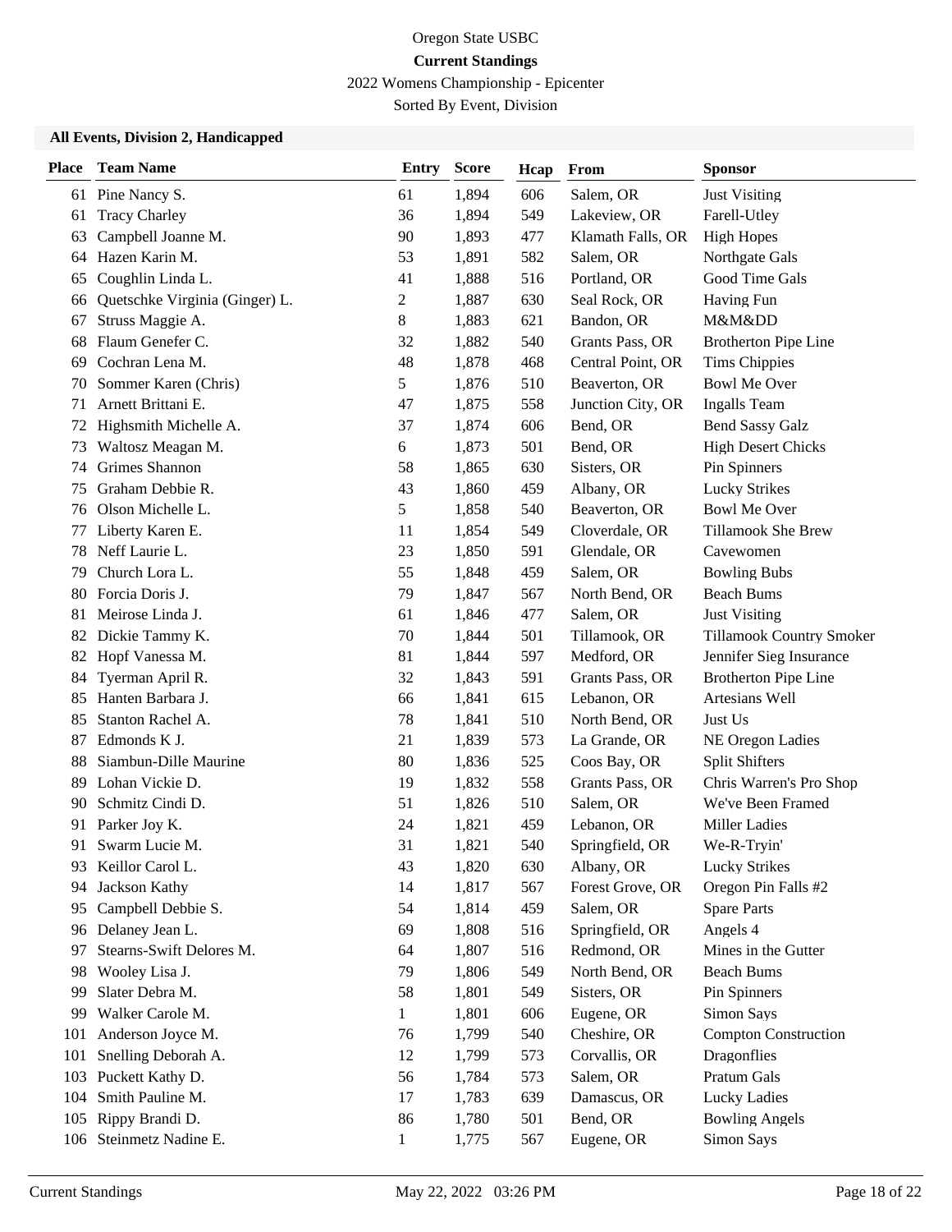Oregon State USBC

**Current Standings**

2022 Womens Championship - Epicenter

Sorted By Event, Division

### All Events, Division 2, Handicapped

| Place | Team Name | Entry | Score | Hcap | From | Sponsor |
|---|---|---|---|---|---|---|
| 61 | Pine Nancy S. | 61 | 1,894 | 606 | Salem, OR | Just Visiting |
| 61 | Tracy Charley | 36 | 1,894 | 549 | Lakeview, OR | Farell-Utley |
| 63 | Campbell Joanne M. | 90 | 1,893 | 477 | Klamath Falls, OR | High Hopes |
| 64 | Hazen Karin M. | 53 | 1,891 | 582 | Salem, OR | Northgate Gals |
| 65 | Coughlin Linda L. | 41 | 1,888 | 516 | Portland, OR | Good Time Gals |
| 66 | Quetschke Virginia (Ginger) L. | 2 | 1,887 | 630 | Seal Rock, OR | Having Fun |
| 67 | Struss Maggie A. | 8 | 1,883 | 621 | Bandon, OR | M&M&DD |
| 68 | Flaum Genefer C. | 32 | 1,882 | 540 | Grants Pass, OR | Brotherton Pipe Line |
| 69 | Cochran Lena M. | 48 | 1,878 | 468 | Central Point, OR | Tims Chippies |
| 70 | Sommer Karen (Chris) | 5 | 1,876 | 510 | Beaverton, OR | Bowl Me Over |
| 71 | Arnett Brittani E. | 47 | 1,875 | 558 | Junction City, OR | Ingalls Team |
| 72 | Highsmith Michelle A. | 37 | 1,874 | 606 | Bend, OR | Bend Sassy Galz |
| 73 | Waltosz Meagan M. | 6 | 1,873 | 501 | Bend, OR | High Desert Chicks |
| 74 | Grimes Shannon | 58 | 1,865 | 630 | Sisters, OR | Pin Spinners |
| 75 | Graham Debbie R. | 43 | 1,860 | 459 | Albany, OR | Lucky Strikes |
| 76 | Olson Michelle L. | 5 | 1,858 | 540 | Beaverton, OR | Bowl Me Over |
| 77 | Liberty Karen E. | 11 | 1,854 | 549 | Cloverdale, OR | Tillamook She Brew |
| 78 | Neff Laurie L. | 23 | 1,850 | 591 | Glendale, OR | Cavewomen |
| 79 | Church Lora L. | 55 | 1,848 | 459 | Salem, OR | Bowling Bubs |
| 80 | Forcia Doris J. | 79 | 1,847 | 567 | North Bend, OR | Beach Bums |
| 81 | Meirose Linda J. | 61 | 1,846 | 477 | Salem, OR | Just Visiting |
| 82 | Dickie Tammy K. | 70 | 1,844 | 501 | Tillamook, OR | Tillamook Country Smoker |
| 82 | Hopf Vanessa M. | 81 | 1,844 | 597 | Medford, OR | Jennifer Sieg Insurance |
| 84 | Tyerman April R. | 32 | 1,843 | 591 | Grants Pass, OR | Brotherton Pipe Line |
| 85 | Hanten Barbara J. | 66 | 1,841 | 615 | Lebanon, OR | Artesians Well |
| 85 | Stanton Rachel A. | 78 | 1,841 | 510 | North Bend, OR | Just Us |
| 87 | Edmonds K J. | 21 | 1,839 | 573 | La Grande, OR | NE Oregon Ladies |
| 88 | Siambun-Dille Maurine | 80 | 1,836 | 525 | Coos Bay, OR | Split Shifters |
| 89 | Lohan Vickie D. | 19 | 1,832 | 558 | Grants Pass, OR | Chris Warren's Pro Shop |
| 90 | Schmitz Cindi D. | 51 | 1,826 | 510 | Salem, OR | We've Been Framed |
| 91 | Parker Joy K. | 24 | 1,821 | 459 | Lebanon, OR | Miller Ladies |
| 91 | Swarm Lucie M. | 31 | 1,821 | 540 | Springfield, OR | We-R-Tryin' |
| 93 | Keillor Carol L. | 43 | 1,820 | 630 | Albany, OR | Lucky Strikes |
| 94 | Jackson Kathy | 14 | 1,817 | 567 | Forest Grove, OR | Oregon Pin Falls #2 |
| 95 | Campbell Debbie S. | 54 | 1,814 | 459 | Salem, OR | Spare Parts |
| 96 | Delaney Jean L. | 69 | 1,808 | 516 | Springfield, OR | Angels 4 |
| 97 | Stearns-Swift Delores M. | 64 | 1,807 | 516 | Redmond, OR | Mines in the Gutter |
| 98 | Wooley Lisa J. | 79 | 1,806 | 549 | North Bend, OR | Beach Bums |
| 99 | Slater Debra M. | 58 | 1,801 | 549 | Sisters, OR | Pin Spinners |
| 99 | Walker Carole M. | 1 | 1,801 | 606 | Eugene, OR | Simon Says |
| 101 | Anderson Joyce M. | 76 | 1,799 | 540 | Cheshire, OR | Compton Construction |
| 101 | Snelling Deborah A. | 12 | 1,799 | 573 | Corvallis, OR | Dragonflies |
| 103 | Puckett Kathy D. | 56 | 1,784 | 573 | Salem, OR | Pratum Gals |
| 104 | Smith Pauline M. | 17 | 1,783 | 639 | Damascus, OR | Lucky Ladies |
| 105 | Rippy Brandi D. | 86 | 1,780 | 501 | Bend, OR | Bowling Angels |
| 106 | Steinmetz Nadine E. | 1 | 1,775 | 567 | Eugene, OR | Simon Says |

Current Standings May 22, 2022 03:26 PM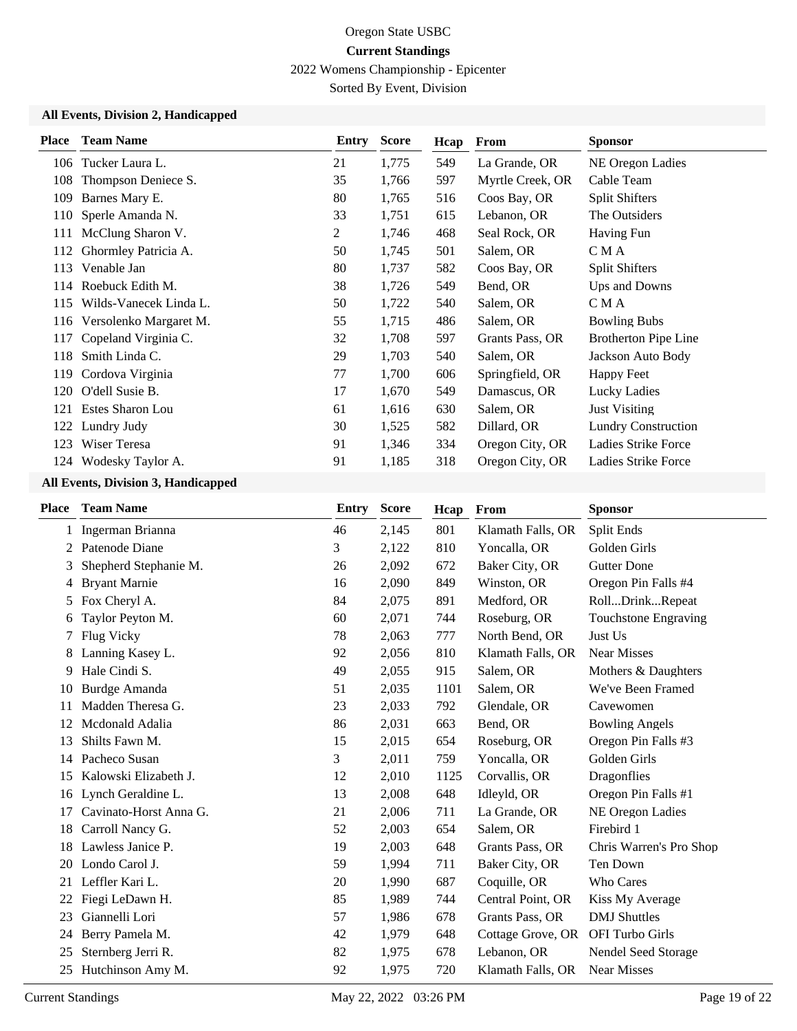Oregon State USBC

**Current Standings**

2022 Womens Championship - Epicenter

Sorted By Event, Division

### All Events, Division 2, Handicapped

| Place | Team Name | Entry | Score | Hcap | From | Sponsor |
|---|---|---|---|---|---|---|
| 106 | Tucker Laura L. | 21 | 1,775 | 549 | La Grande, OR | NE Oregon Ladies |
| 108 | Thompson Deniece S. | 35 | 1,766 | 597 | Myrtle Creek, OR | Cable Team |
| 109 | Barnes Mary E. | 80 | 1,765 | 516 | Coos Bay, OR | Split Shifters |
| 110 | Sperle Amanda N. | 33 | 1,751 | 615 | Lebanon, OR | The Outsiders |
| 111 | McClung Sharon V. | 2 | 1,746 | 468 | Seal Rock, OR | Having Fun |
| 112 | Ghormley Patricia A. | 50 | 1,745 | 501 | Salem, OR | C M A |
| 113 | Venable Jan | 80 | 1,737 | 582 | Coos Bay, OR | Split Shifters |
| 114 | Roebuck Edith M. | 38 | 1,726 | 549 | Bend, OR | Ups and Downs |
| 115 | Wilds-Vanecek Linda L. | 50 | 1,722 | 540 | Salem, OR | C M A |
| 116 | Versolenko Margaret M. | 55 | 1,715 | 486 | Salem, OR | Bowling Bubs |
| 117 | Copeland Virginia C. | 32 | 1,708 | 597 | Grants Pass, OR | Brotherton Pipe Line |
| 118 | Smith Linda C. | 29 | 1,703 | 540 | Salem, OR | Jackson Auto Body |
| 119 | Cordova Virginia | 77 | 1,700 | 606 | Springfield, OR | Happy Feet |
| 120 | O'dell Susie B. | 17 | 1,670 | 549 | Damascus, OR | Lucky Ladies |
| 121 | Estes Sharon Lou | 61 | 1,616 | 630 | Salem, OR | Just Visiting |
| 122 | Lundry Judy | 30 | 1,525 | 582 | Dillard, OR | Lundry Construction |
| 123 | Wiser Teresa | 91 | 1,346 | 334 | Oregon City, OR | Ladies Strike Force |
| 124 | Wodesky Taylor A. | 91 | 1,185 | 318 | Oregon City, OR | Ladies Strike Force |

### All Events, Division 3, Handicapped

| Place | Team Name | Entry | Score | Hcap | From | Sponsor |
|---|---|---|---|---|---|---|
| 1 | Ingerman Brianna | 46 | 2,145 | 801 | Klamath Falls, OR | Split Ends |
| 2 | Patenode Diane | 3 | 2,122 | 810 | Yoncalla, OR | Golden Girls |
| 3 | Shepherd Stephanie M. | 26 | 2,092 | 672 | Baker City, OR | Gutter Done |
| 4 | Bryant Marnie | 16 | 2,090 | 849 | Winston, OR | Oregon Pin Falls #4 |
| 5 | Fox Cheryl A. | 84 | 2,075 | 891 | Medford, OR | Roll...Drink...Repeat |
| 6 | Taylor Peyton M. | 60 | 2,071 | 744 | Roseburg, OR | Touchstone Engraving |
| 7 | Flug Vicky | 78 | 2,063 | 777 | North Bend, OR | Just Us |
| 8 | Lanning Kasey L. | 92 | 2,056 | 810 | Klamath Falls, OR | Near Misses |
| 9 | Hale Cindi S. | 49 | 2,055 | 915 | Salem, OR | Mothers & Daughters |
| 10 | Burdge Amanda | 51 | 2,035 | 1101 | Salem, OR | We've Been Framed |
| 11 | Madden Theresa G. | 23 | 2,033 | 792 | Glendale, OR | Cavewomen |
| 12 | Mcdonald Adalia | 86 | 2,031 | 663 | Bend, OR | Bowling Angels |
| 13 | Shilts Fawn M. | 15 | 2,015 | 654 | Roseburg, OR | Oregon Pin Falls #3 |
| 14 | Pacheco Susan | 3 | 2,011 | 759 | Yoncalla, OR | Golden Girls |
| 15 | Kalowski Elizabeth J. | 12 | 2,010 | 1125 | Corvallis, OR | Dragonflies |
| 16 | Lynch Geraldine L. | 13 | 2,008 | 648 | Idleyld, OR | Oregon Pin Falls #1 |
| 17 | Cavinato-Horst Anna G. | 21 | 2,006 | 711 | La Grande, OR | NE Oregon Ladies |
| 18 | Carroll Nancy G. | 52 | 2,003 | 654 | Salem, OR | Firebird 1 |
| 18 | Lawless Janice P. | 19 | 2,003 | 648 | Grants Pass, OR | Chris Warren's Pro Shop |
| 20 | Londo Carol J. | 59 | 1,994 | 711 | Baker City, OR | Ten Down |
| 21 | Leffler Kari L. | 20 | 1,990 | 687 | Coquille, OR | Who Cares |
| 22 | Fiegi LeDawn H. | 85 | 1,989 | 744 | Central Point, OR | Kiss My Average |
| 23 | Giannelli Lori | 57 | 1,986 | 678 | Grants Pass, OR | DMJ Shuttles |
| 24 | Berry Pamela M. | 42 | 1,979 | 648 | Cottage Grove, OR | OFI Turbo Girls |
| 25 | Sternberg Jerri R. | 82 | 1,975 | 678 | Lebanon, OR | Nendel Seed Storage |
| 25 | Hutchinson Amy M. | 92 | 1,975 | 720 | Klamath Falls, OR | Near Misses |

Current Standings May 22, 2022 03:26 PM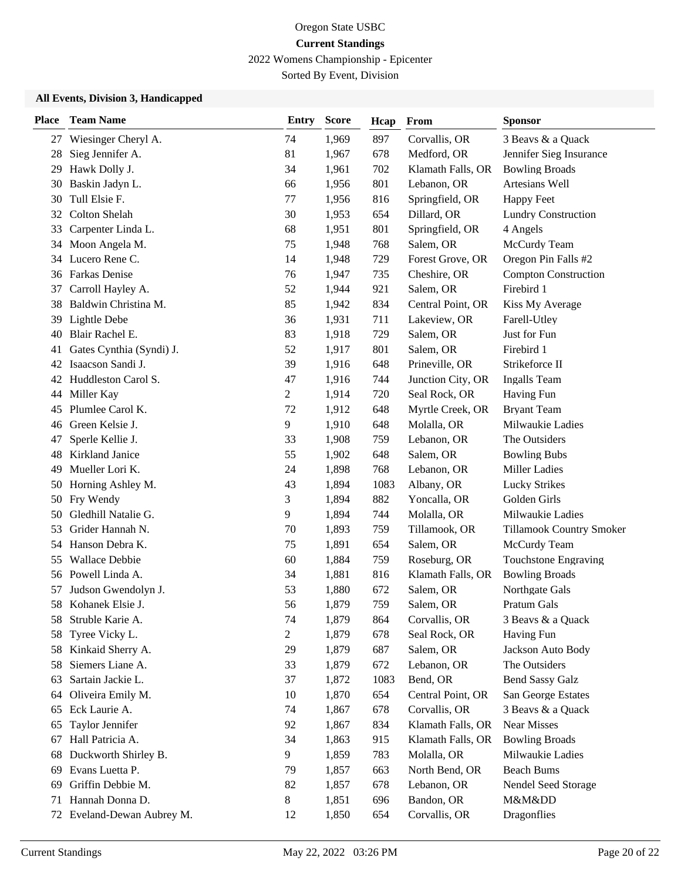Oregon State USBC

**Current Standings**

2022 Womens Championship - Epicenter

Sorted By Event, Division

**All Events, Division 3, Handicapped**

| Place | Team Name | Entry | Score | Hcap | From | Sponsor |
|---|---|---|---|---|---|---|
| 27 | Wiesinger Cheryl A. | 74 | 1,969 | 897 | Corvallis, OR | 3 Beavs & a Quack |
| 28 | Sieg Jennifer A. | 81 | 1,967 | 678 | Medford, OR | Jennifer Sieg Insurance |
| 29 | Hawk Dolly J. | 34 | 1,961 | 702 | Klamath Falls, OR | Bowling Broads |
| 30 | Baskin Jadyn L. | 66 | 1,956 | 801 | Lebanon, OR | Artesians Well |
| 30 | Tull Elsie F. | 77 | 1,956 | 816 | Springfield, OR | Happy Feet |
| 32 | Colton Shelah | 30 | 1,953 | 654 | Dillard, OR | Lundry Construction |
| 33 | Carpenter Linda L. | 68 | 1,951 | 801 | Springfield, OR | 4 Angels |
| 34 | Moon Angela M. | 75 | 1,948 | 768 | Salem, OR | McCurdy Team |
| 34 | Lucero Rene C. | 14 | 1,948 | 729 | Forest Grove, OR | Oregon Pin Falls #2 |
| 36 | Farkas Denise | 76 | 1,947 | 735 | Cheshire, OR | Compton Construction |
| 37 | Carroll Hayley A. | 52 | 1,944 | 921 | Salem, OR | Firebird 1 |
| 38 | Baldwin Christina M. | 85 | 1,942 | 834 | Central Point, OR | Kiss My Average |
| 39 | Lightle Debe | 36 | 1,931 | 711 | Lakeview, OR | Farell-Utley |
| 40 | Blair Rachel E. | 83 | 1,918 | 729 | Salem, OR | Just for Fun |
| 41 | Gates Cynthia (Syndi) J. | 52 | 1,917 | 801 | Salem, OR | Firebird 1 |
| 42 | Isaacson Sandi J. | 39 | 1,916 | 648 | Prineville, OR | Strikeforce II |
| 42 | Huddleston Carol S. | 47 | 1,916 | 744 | Junction City, OR | Ingalls Team |
| 44 | Miller Kay | 2 | 1,914 | 720 | Seal Rock, OR | Having Fun |
| 45 | Plumlee Carol K. | 72 | 1,912 | 648 | Myrtle Creek, OR | Bryant Team |
| 46 | Green Kelsie J. | 9 | 1,910 | 648 | Molalla, OR | Milwaukie Ladies |
| 47 | Sperle Kellie J. | 33 | 1,908 | 759 | Lebanon, OR | The Outsiders |
| 48 | Kirkland Janice | 55 | 1,902 | 648 | Salem, OR | Bowling Bubs |
| 49 | Mueller Lori K. | 24 | 1,898 | 768 | Lebanon, OR | Miller Ladies |
| 50 | Horning Ashley M. | 43 | 1,894 | 1083 | Albany, OR | Lucky Strikes |
| 50 | Fry Wendy | 3 | 1,894 | 882 | Yoncalla, OR | Golden Girls |
| 50 | Gledhill Natalie G. | 9 | 1,894 | 744 | Molalla, OR | Milwaukie Ladies |
| 53 | Grider Hannah N. | 70 | 1,893 | 759 | Tillamook, OR | Tillamook Country Smoker |
| 54 | Hanson Debra K. | 75 | 1,891 | 654 | Salem, OR | McCurdy Team |
| 55 | Wallace Debbie | 60 | 1,884 | 759 | Roseburg, OR | Touchstone Engraving |
| 56 | Powell Linda A. | 34 | 1,881 | 816 | Klamath Falls, OR | Bowling Broads |
| 57 | Judson Gwendolyn J. | 53 | 1,880 | 672 | Salem, OR | Northgate Gals |
| 58 | Kohanek Elsie J. | 56 | 1,879 | 759 | Salem, OR | Pratum Gals |
| 58 | Struble Karie A. | 74 | 1,879 | 864 | Corvallis, OR | 3 Beavs & a Quack |
| 58 | Tyree Vicky L. | 2 | 1,879 | 678 | Seal Rock, OR | Having Fun |
| 58 | Kinkaid Sherry A. | 29 | 1,879 | 687 | Salem, OR | Jackson Auto Body |
| 58 | Siemers Liane A. | 33 | 1,879 | 672 | Lebanon, OR | The Outsiders |
| 63 | Sartain Jackie L. | 37 | 1,872 | 1083 | Bend, OR | Bend Sassy Galz |
| 64 | Oliveira Emily M. | 10 | 1,870 | 654 | Central Point, OR | San George Estates |
| 65 | Eck Laurie A. | 74 | 1,867 | 678 | Corvallis, OR | 3 Beavs & a Quack |
| 65 | Taylor Jennifer | 92 | 1,867 | 834 | Klamath Falls, OR | Near Misses |
| 67 | Hall Patricia A. | 34 | 1,863 | 915 | Klamath Falls, OR | Bowling Broads |
| 68 | Duckworth Shirley B. | 9 | 1,859 | 783 | Molalla, OR | Milwaukie Ladies |
| 69 | Evans Luetta P. | 79 | 1,857 | 663 | North Bend, OR | Beach Bums |
| 69 | Griffin Debbie M. | 82 | 1,857 | 678 | Lebanon, OR | Nendel Seed Storage |
| 71 | Hannah Donna D. | 8 | 1,851 | 696 | Bandon, OR | M&M&DD |
| 72 | Eveland-Dewan Aubrey M. | 12 | 1,850 | 654 | Corvallis, OR | Dragonflies |

Current Standings    May 22, 2022 03:26 PM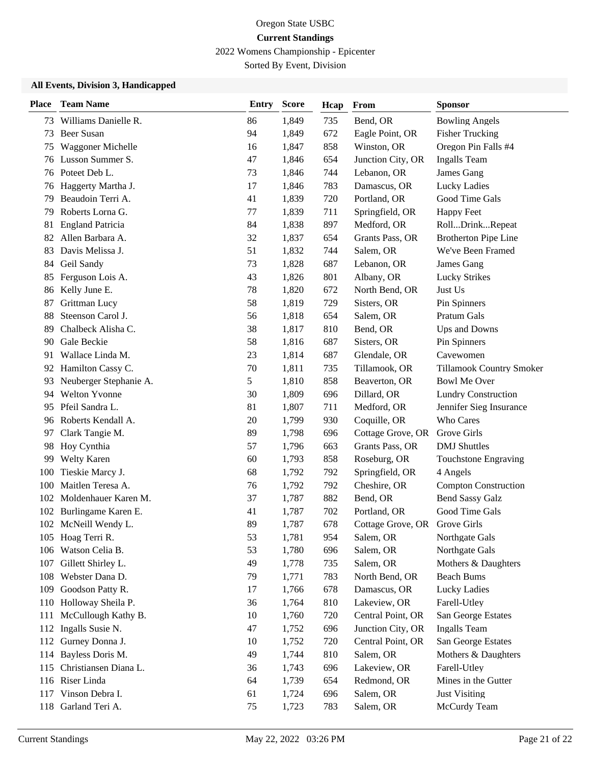Oregon State USBC

**Current Standings**

2022 Womens Championship - Epicenter

Sorted By Event, Division

### All Events, Division 3, Handicapped

| Place | Team Name | Entry | Score | Hcap | From | Sponsor |
|---|---|---|---|---|---|---|
| 73 | Williams Danielle R. | 86 | 1,849 | 735 | Bend, OR | Bowling Angels |
| 73 | Beer Susan | 94 | 1,849 | 672 | Eagle Point, OR | Fisher Trucking |
| 75 | Waggoner Michelle | 16 | 1,847 | 858 | Winston, OR | Oregon Pin Falls #4 |
| 76 | Lusson Summer S. | 47 | 1,846 | 654 | Junction City, OR | Ingalls Team |
| 76 | Poteet Deb L. | 73 | 1,846 | 744 | Lebanon, OR | James Gang |
| 76 | Haggerty Martha J. | 17 | 1,846 | 783 | Damascus, OR | Lucky Ladies |
| 79 | Beaudoin Terri A. | 41 | 1,839 | 720 | Portland, OR | Good Time Gals |
| 79 | Roberts Lorna G. | 77 | 1,839 | 711 | Springfield, OR | Happy Feet |
| 81 | England Patricia | 84 | 1,838 | 897 | Medford, OR | RollDrinkRepeat |
| 82 | Allen Barbara A. | 32 | 1,837 | 654 | Grants Pass, OR | Brotherton Pipe Line |
| 83 | Davis Melissa J. | 51 | 1,832 | 744 | Salem, OR | We've Been Framed |
| 84 | Geil Sandy | 73 | 1,828 | 687 | Lebanon, OR | James Gang |
| 85 | Ferguson Lois A. | 43 | 1,826 | 801 | Albany, OR | Lucky Strikes |
| 86 | Kelly June E. | 78 | 1,820 | 672 | North Bend, OR | Just Us |
| 87 | Grittman Lucy | 58 | 1,819 | 729 | Sisters, OR | Pin Spinners |
| 88 | Steenson Carol J. | 56 | 1,818 | 654 | Salem, OR | Pratum Gals |
| 89 | Chalbeck Alisha C. | 38 | 1,817 | 810 | Bend, OR | Ups and Downs |
| 90 | Gale Beckie | 58 | 1,816 | 687 | Sisters, OR | Pin Spinners |
| 91 | Wallace Linda M. | 23 | 1,814 | 687 | Glendale, OR | Cavewomen |
| 92 | Hamilton Cassy C. | 70 | 1,811 | 735 | Tillamook, OR | Tillamook Country Smoker |
| 93 | Neuberger Stephanie A. | 5 | 1,810 | 858 | Beaverton, OR | Bowl Me Over |
| 94 | Welton Yvonne | 30 | 1,809 | 696 | Dillard, OR | Lundry Construction |
| 95 | Pfeil Sandra L. | 81 | 1,807 | 711 | Medford, OR | Jennifer Sieg Insurance |
| 96 | Roberts Kendall A. | 20 | 1,799 | 930 | Coquille, OR | Who Cares |
| 97 | Clark Tangie M. | 89 | 1,798 | 696 | Cottage Grove, OR | Grove Girls |
| 98 | Hoy Cynthia | 57 | 1,796 | 663 | Grants Pass, OR | DMJ Shuttles |
| 99 | Welty Karen | 60 | 1,793 | 858 | Roseburg, OR | Touchstone Engraving |
| 100 | Tieskie Marcy J. | 68 | 1,792 | 792 | Springfield, OR | 4 Angels |
| 100 | Maitlen Teresa A. | 76 | 1,792 | 792 | Cheshire, OR | Compton Construction |
| 102 | Moldenhauer Karen M. | 37 | 1,787 | 882 | Bend, OR | Bend Sassy Galz |
| 102 | Burlingame Karen E. | 41 | 1,787 | 702 | Portland, OR | Good Time Gals |
| 102 | McNeill Wendy L. | 89 | 1,787 | 678 | Cottage Grove, OR | Grove Girls |
| 105 | Hoag Terri R. | 53 | 1,781 | 954 | Salem, OR | Northgate Gals |
| 106 | Watson Celia B. | 53 | 1,780 | 696 | Salem, OR | Northgate Gals |
| 107 | Gillett Shirley L. | 49 | 1,778 | 735 | Salem, OR | Mothers & Daughters |
| 108 | Webster Dana D. | 79 | 1,771 | 783 | North Bend, OR | Beach Bums |
| 109 | Goodson Patty R. | 17 | 1,766 | 678 | Damascus, OR | Lucky Ladies |
| 110 | Holloway Sheila P. | 36 | 1,764 | 810 | Lakeview, OR | Farell-Utley |
| 111 | McCullough Kathy B. | 10 | 1,760 | 720 | Central Point, OR | San George Estates |
| 112 | Ingalls Susie N. | 47 | 1,752 | 696 | Junction City, OR | Ingalls Team |
| 112 | Gurney Donna J. | 10 | 1,752 | 720 | Central Point, OR | San George Estates |
| 114 | Bayless Doris M. | 49 | 1,744 | 810 | Salem, OR | Mothers & Daughters |
| 115 | Christiansen Diana L. | 36 | 1,743 | 696 | Lakeview, OR | Farell-Utley |
| 116 | Riser Linda | 64 | 1,739 | 654 | Redmond, OR | Mines in the Gutter |
| 117 | Vinson Debra I. | 61 | 1,724 | 696 | Salem, OR | Just Visiting |
| 118 | Garland Teri A. | 75 | 1,723 | 783 | Salem, OR | McCurdy Team |

Current Standings May 22, 2022 03:26 PM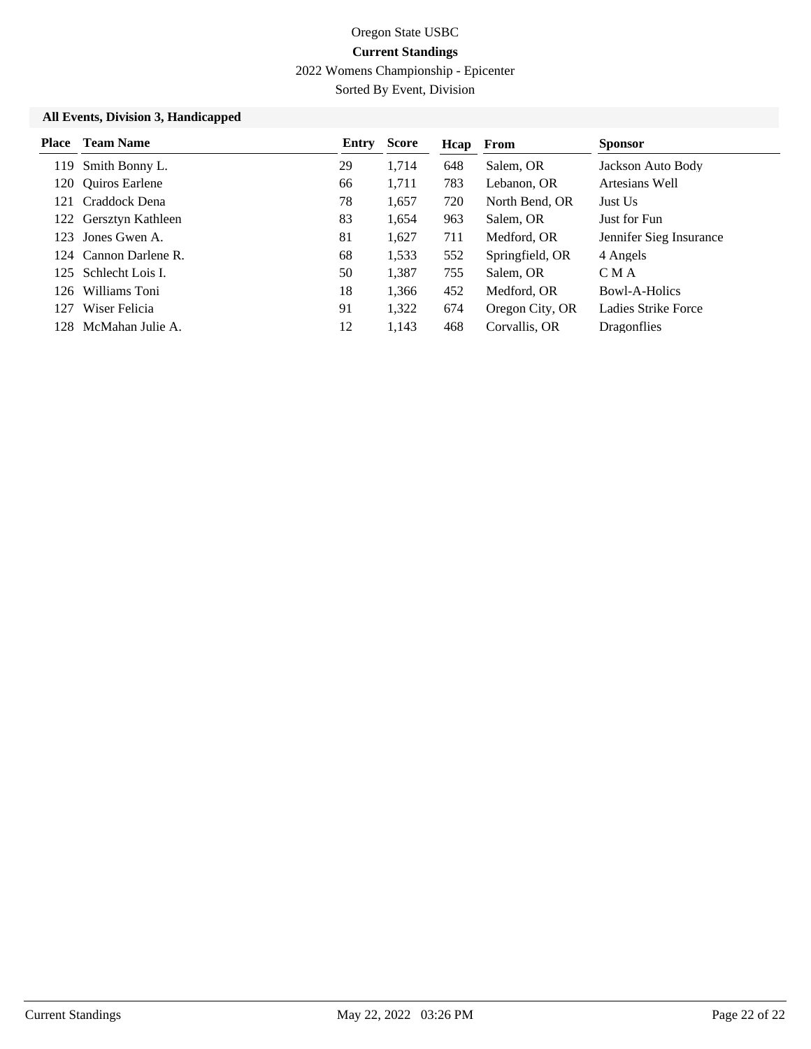Oregon State USBC

**Current Standings**

2022 Womens Championship - Epicenter

Sorted By Event, Division

### All Events, Division 3, Handicapped

| Place | Team Name | Entry | Score | Hcap | From | Sponsor |
|---|---|---|---|---|---|---|
| 119 | Smith Bonny L. | 29 | 1,714 | 648 | Salem, OR | Jackson Auto Body |
| 120 | Quiros Earlene | 66 | 1,711 | 783 | Lebanon, OR | Artesians Well |
| 121 | Craddock Dena | 78 | 1,657 | 720 | North Bend, OR | Just Us |
| 122 | Gersztyn Kathleen | 83 | 1,654 | 963 | Salem, OR | Just for Fun |
| 123 | Jones Gwen A. | 81 | 1,627 | 711 | Medford, OR | Jennifer Sieg Insurance |
| 124 | Cannon Darlene R. | 68 | 1,533 | 552 | Springfield, OR | 4 Angels |
| 125 | Schlecht Lois I. | 50 | 1,387 | 755 | Salem, OR | C M A |
| 126 | Williams Toni | 18 | 1,366 | 452 | Medford, OR | Bowl-A-Holics |
| 127 | Wiser Felicia | 91 | 1,322 | 674 | Oregon City, OR | Ladies Strike Force |
| 128 | McMahan Julie A. | 12 | 1,143 | 468 | Corvallis, OR | Dragonflies |

Current Standings May 22, 2022 03:26 PM